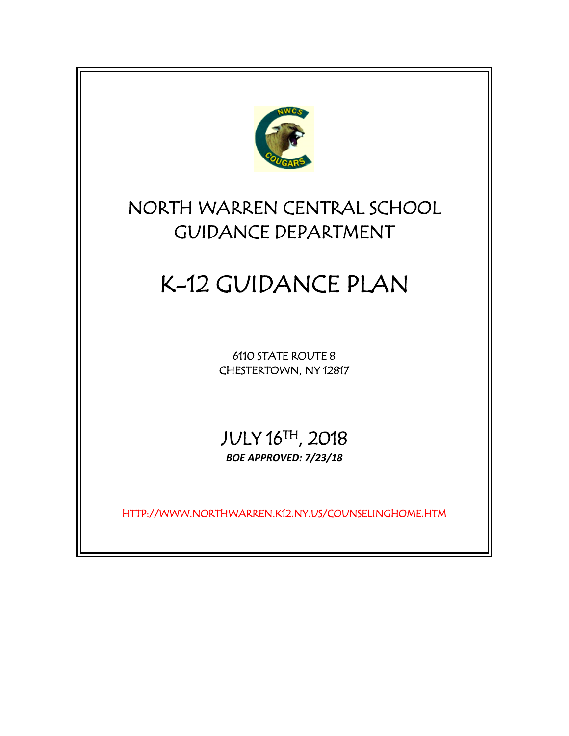# NORTH WARREN CENTRAL SCHOOL GUIDANCE DEPARTMENT

# K-12 GUIDANCE PLAN

6110 STATE ROUTE 8
CHESTERTOWN, NY 12817

JULY 16TH, 2018

***BOE APPROVED: 7/23/18***

HTTP://WWW.NORTHWARREN.K12.NY.US/COUNSELINGHOME.HTM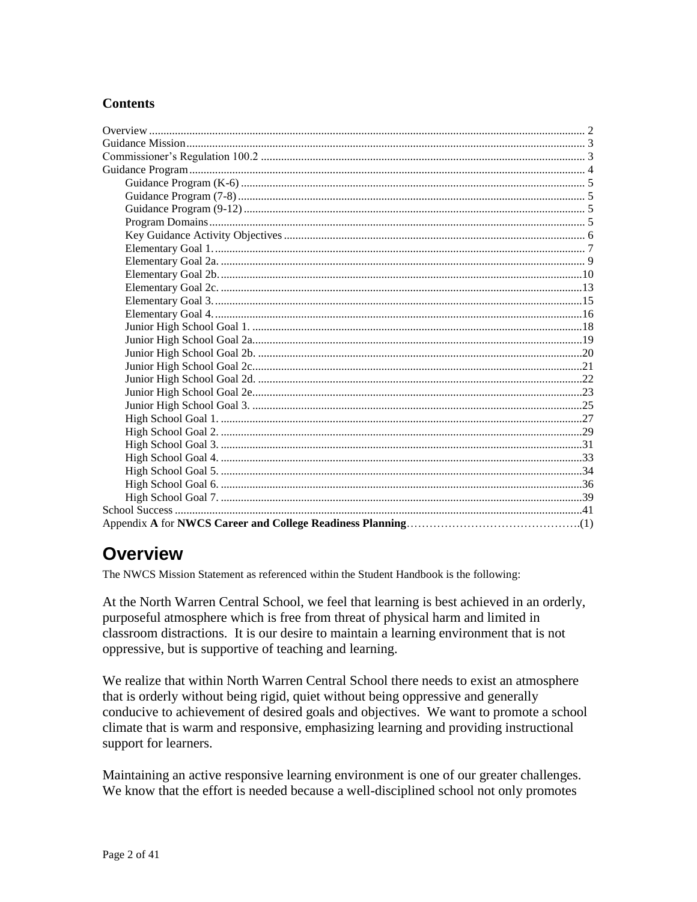**Contents**

Overview ........................................................................................................................................ 2
Guidance Mission.......................................................................................................................... 3
Commissioner's Regulation 100.2 ................................................................................................ 3
Guidance Program......................................................................................................................... 4
    Guidance Program (K-6) ....................................................................................................... 5
    Guidance Program (7-8) ........................................................................................................ 5
    Guidance Program (9-12) ...................................................................................................... 5
    Program Domains .................................................................................................................. 5
    Key Guidance Activity Objectives ........................................................................................ 6
    Elementary Goal 1. ................................................................................................................ 7
    Elementary Goal 2a. .............................................................................................................. 9
    Elementary Goal 2b. .............................................................................................................10
    Elementary Goal 2c. .............................................................................................................13
    Elementary Goal 3. ...............................................................................................................15
    Elementary Goal 4. ...............................................................................................................16
    Junior High School Goal 1. ..................................................................................................18
    Junior High School Goal 2a..................................................................................................19
    Junior High School Goal 2b. ................................................................................................20
    Junior High School Goal 2c..................................................................................................21
    Junior High School Goal 2d. ................................................................................................22
    Junior High School Goal 2e..................................................................................................23
    Junior High School Goal 3. ..................................................................................................25
    High School Goal 1. .............................................................................................................27
    High School Goal 2. .............................................................................................................29
    High School Goal 3. .............................................................................................................31
    High School Goal 4. .............................................................................................................33
    High School Goal 5. .............................................................................................................34
    High School Goal 6. .............................................................................................................36
    High School Goal 7. .............................................................................................................39
School Success .............................................................................................................................41
Appendix **A** for **NWCS Career and College Readiness Planning**……………………………………….(1)

# Overview

The NWCS Mission Statement as referenced within the Student Handbook is the following:

At the North Warren Central School, we feel that learning is best achieved in an orderly, purposeful atmosphere which is free from threat of physical harm and limited in classroom distractions. It is our desire to maintain a learning environment that is not oppressive, but is supportive of teaching and learning.

We realize that within North Warren Central School there needs to exist an atmosphere that is orderly without being rigid, quiet without being oppressive and generally conducive to achievement of desired goals and objectives. We want to promote a school climate that is warm and responsive, emphasizing learning and providing instructional support for learners.

Maintaining an active responsive learning environment is one of our greater challenges. We know that the effort is needed because a well-disciplined school not only promotes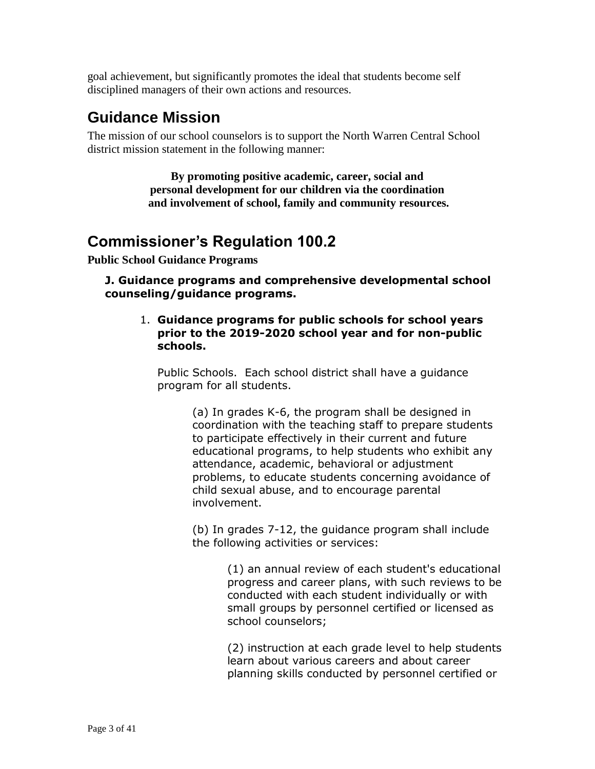goal achievement, but significantly promotes the ideal that students become self disciplined managers of their own actions and resources.

## Guidance Mission

The mission of our school counselors is to support the North Warren Central School district mission statement in the following manner:

**By promoting positive academic, career, social and personal development for our children via the coordination and involvement of school, family and community resources.**

## Commissioner's Regulation 100.2

**Public School Guidance Programs**

**J. Guidance programs and comprehensive developmental school counseling/guidance programs.**

1. **Guidance programs for public schools for school years prior to the 2019-2020 school year and for non-public schools.**

   Public Schools. Each school district shall have a guidance program for all students.

   (a) In grades K-6, the program shall be designed in coordination with the teaching staff to prepare students to participate effectively in their current and future educational programs, to help students who exhibit any attendance, academic, behavioral or adjustment problems, to educate students concerning avoidance of child sexual abuse, and to encourage parental involvement.

   (b) In grades 7-12, the guidance program shall include the following activities or services:

   (1) an annual review of each student's educational progress and career plans, with such reviews to be conducted with each student individually or with small groups by personnel certified or licensed as school counselors;

   (2) instruction at each grade level to help students learn about various careers and about career planning skills conducted by personnel certified or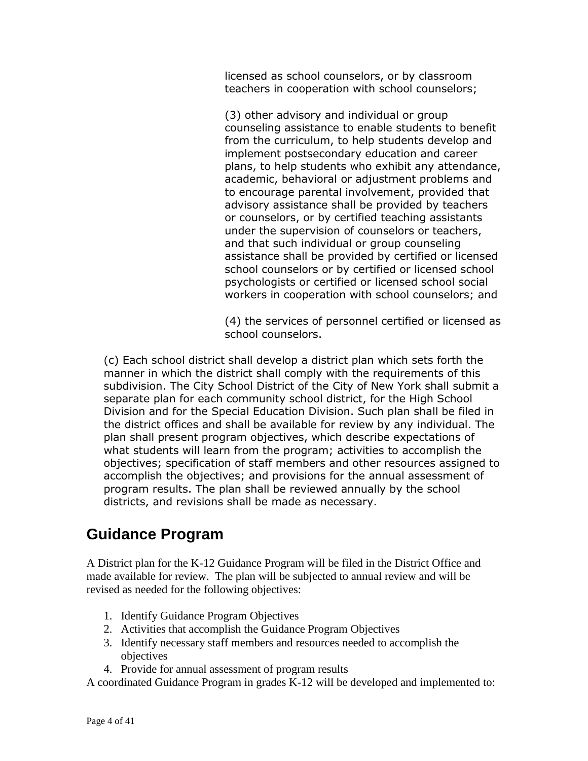licensed as school counselors, or by classroom teachers in cooperation with school counselors;

(3) other advisory and individual or group counseling assistance to enable students to benefit from the curriculum, to help students develop and implement postsecondary education and career plans, to help students who exhibit any attendance, academic, behavioral or adjustment problems and to encourage parental involvement, provided that advisory assistance shall be provided by teachers or counselors, or by certified teaching assistants under the supervision of counselors or teachers, and that such individual or group counseling assistance shall be provided by certified or licensed school counselors or by certified or licensed school psychologists or certified or licensed school social workers in cooperation with school counselors; and

(4) the services of personnel certified or licensed as school counselors.

(c) Each school district shall develop a district plan which sets forth the manner in which the district shall comply with the requirements of this subdivision. The City School District of the City of New York shall submit a separate plan for each community school district, for the High School Division and for the Special Education Division. Such plan shall be filed in the district offices and shall be available for review by any individual. The plan shall present program objectives, which describe expectations of what students will learn from the program; activities to accomplish the objectives; specification of staff members and other resources assigned to accomplish the objectives; and provisions for the annual assessment of program results. The plan shall be reviewed annually by the school districts, and revisions shall be made as necessary.

## Guidance Program

A District plan for the K-12 Guidance Program will be filed in the District Office and made available for review. The plan will be subjected to annual review and will be revised as needed for the following objectives:

1. Identify Guidance Program Objectives
2. Activities that accomplish the Guidance Program Objectives
3. Identify necessary staff members and resources needed to accomplish the objectives
4. Provide for annual assessment of program results

A coordinated Guidance Program in grades K-12 will be developed and implemented to: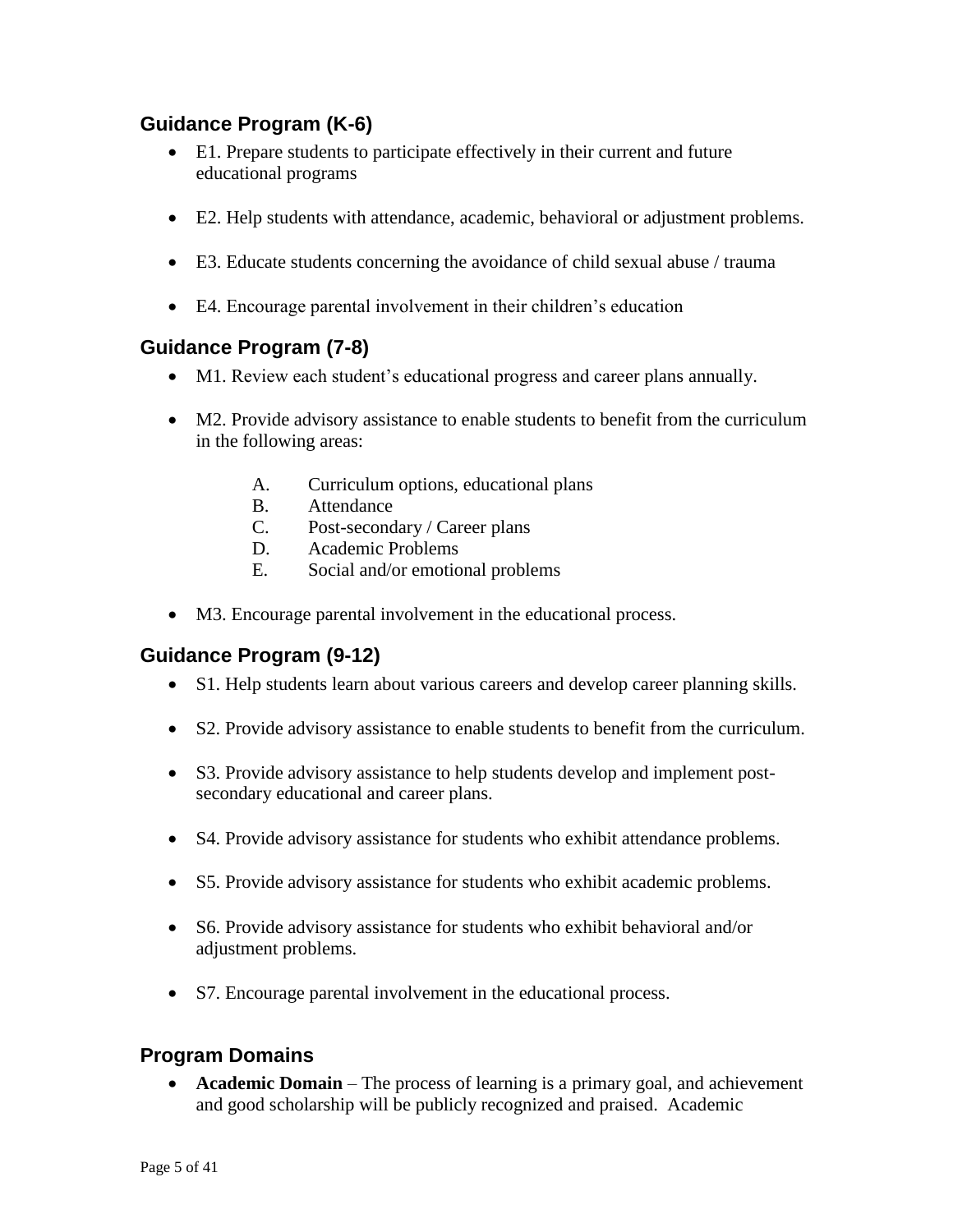## Guidance Program (K-6)

- E1. Prepare students to participate effectively in their current and future educational programs
- E2. Help students with attendance, academic, behavioral or adjustment problems.
- E3. Educate students concerning the avoidance of child sexual abuse / trauma
- E4. Encourage parental involvement in their children's education

## Guidance Program (7-8)

- M1. Review each student's educational progress and career plans annually.
- M2. Provide advisory assistance to enable students to benefit from the curriculum in the following areas:

  A. Curriculum options, educational plans
  B. Attendance
  C. Post-secondary / Career plans
  D. Academic Problems
  E. Social and/or emotional problems

- M3. Encourage parental involvement in the educational process.

## Guidance Program (9-12)

- S1. Help students learn about various careers and develop career planning skills.
- S2. Provide advisory assistance to enable students to benefit from the curriculum.
- S3. Provide advisory assistance to help students develop and implement post-secondary educational and career plans.
- S4. Provide advisory assistance for students who exhibit attendance problems.
- S5. Provide advisory assistance for students who exhibit academic problems.
- S6. Provide advisory assistance for students who exhibit behavioral and/or adjustment problems.
- S7. Encourage parental involvement in the educational process.

## Program Domains

- **Academic Domain** – The process of learning is a primary goal, and achievement and good scholarship will be publicly recognized and praised. Academic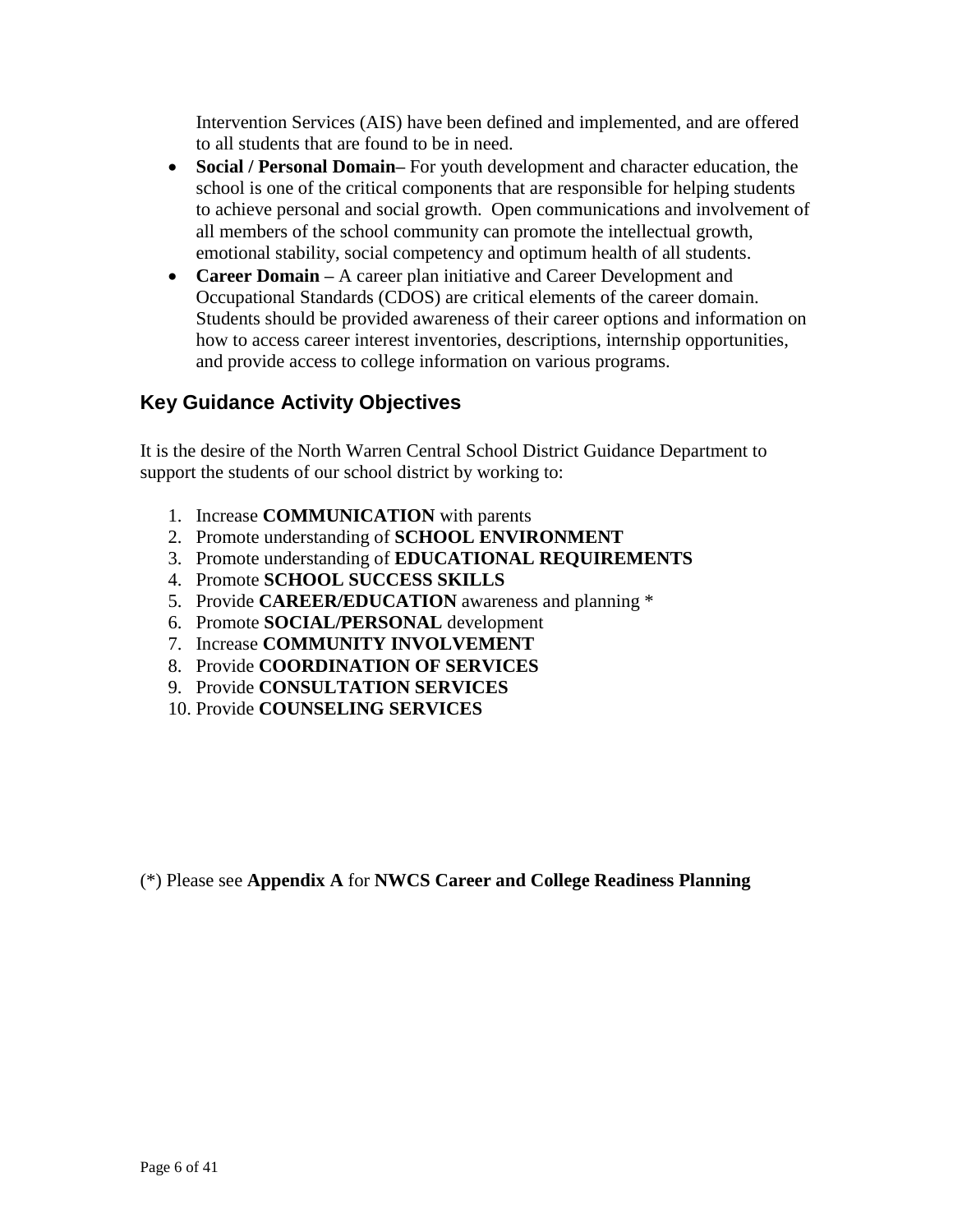Intervention Services (AIS) have been defined and implemented, and are offered to all students that are found to be in need.

- **Social / Personal Domain**– For youth development and character education, the school is one of the critical components that are responsible for helping students to achieve personal and social growth. Open communications and involvement of all members of the school community can promote the intellectual growth, emotional stability, social competency and optimum health of all students.
- **Career Domain –** A career plan initiative and Career Development and Occupational Standards (CDOS) are critical elements of the career domain. Students should be provided awareness of their career options and information on how to access career interest inventories, descriptions, internship opportunities, and provide access to college information on various programs.

## Key Guidance Activity Objectives

It is the desire of the North Warren Central School District Guidance Department to support the students of our school district by working to:

1. Increase **COMMUNICATION** with parents
2. Promote understanding of **SCHOOL ENVIRONMENT**
3. Promote understanding of **EDUCATIONAL REQUIREMENTS**
4. Promote **SCHOOL SUCCESS SKILLS**
5. Provide **CAREER/EDUCATION** awareness and planning *
6. Promote **SOCIAL/PERSONAL** development
7. Increase **COMMUNITY INVOLVEMENT**
8. Provide **COORDINATION OF SERVICES**
9. Provide **CONSULTATION SERVICES**
10. Provide **COUNSELING SERVICES**

(*) Please see **Appendix A** for **NWCS Career and College Readiness Planning**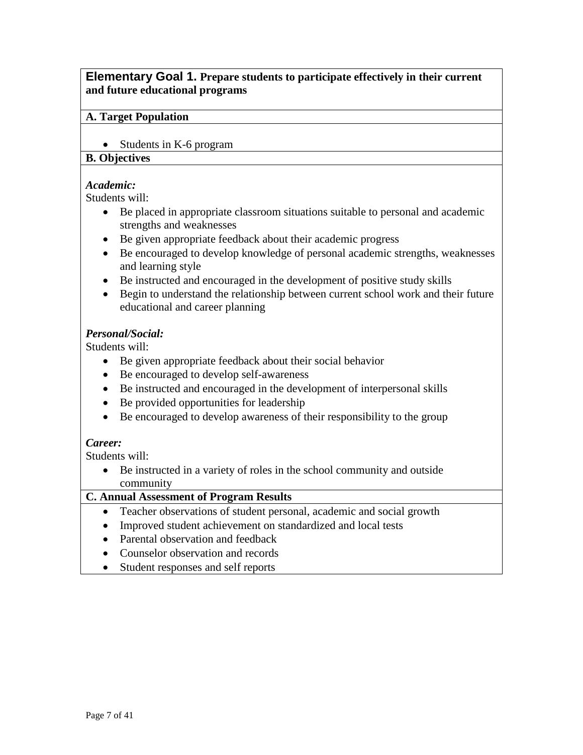## Elementary Goal 1. Prepare students to participate effectively in their current and future educational programs

**A. Target Population**

- Students in K-6 program

**B. Objectives**

***Academic:***

Students will:

- Be placed in appropriate classroom situations suitable to personal and academic strengths and weaknesses
- Be given appropriate feedback about their academic progress
- Be encouraged to develop knowledge of personal academic strengths, weaknesses and learning style
- Be instructed and encouraged in the development of positive study skills
- Begin to understand the relationship between current school work and their future educational and career planning

***Personal/Social:***

Students will:

- Be given appropriate feedback about their social behavior
- Be encouraged to develop self-awareness
- Be instructed and encouraged in the development of interpersonal skills
- Be provided opportunities for leadership
- Be encouraged to develop awareness of their responsibility to the group

***Career:***

Students will:

- Be instructed in a variety of roles in the school community and outside community

**C. Annual Assessment of Program Results**

- Teacher observations of student personal, academic and social growth
- Improved student achievement on standardized and local tests
- Parental observation and feedback
- Counselor observation and records
- Student responses and self reports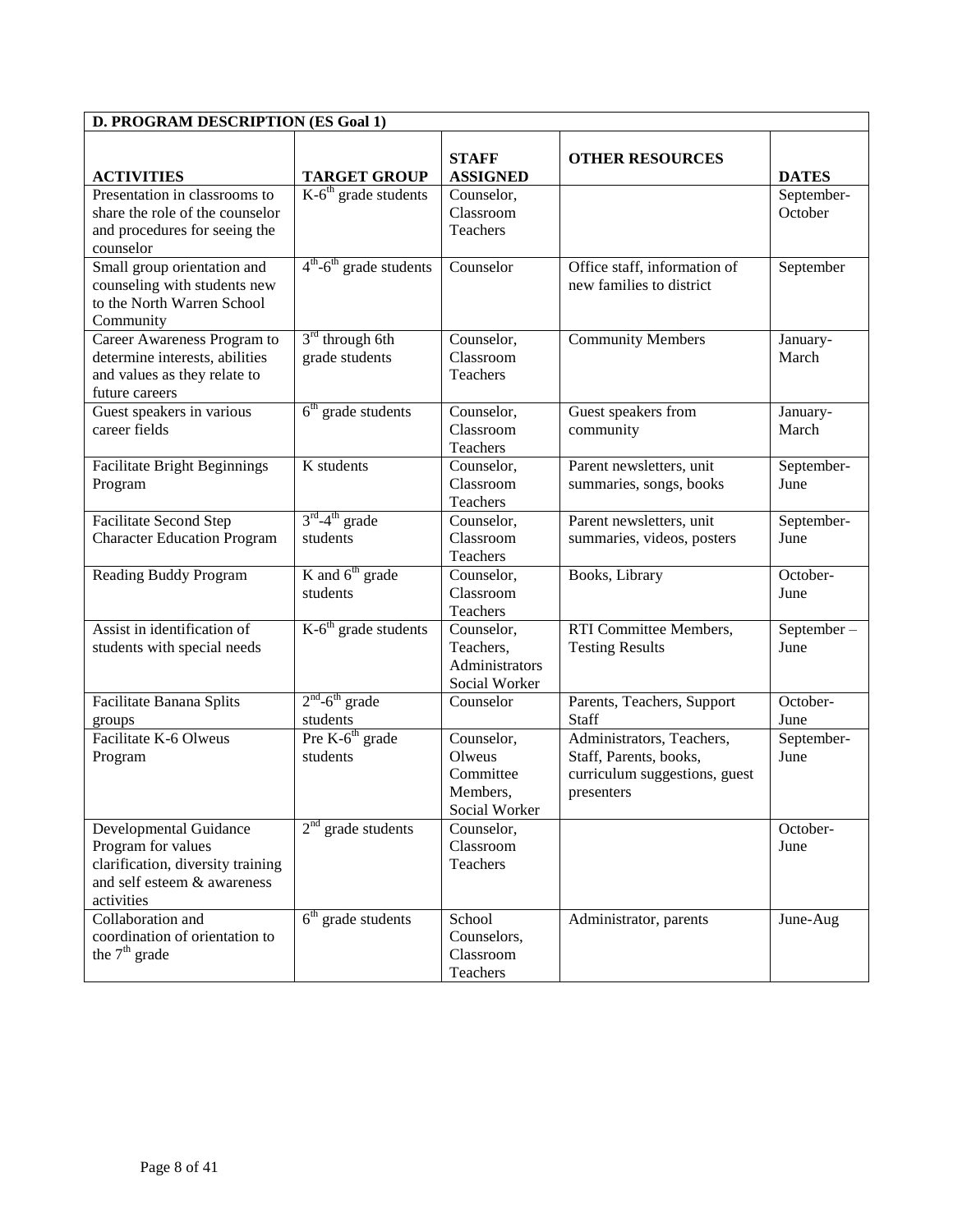| D. PROGRAM DESCRIPTION (ES Goal 1) | | | | |
|---|---|---|---|---|
| **ACTIVITIES** | **TARGET GROUP** | **STAFF ASSIGNED** | **OTHER RESOURCES** | **DATES** |
| Presentation in classrooms to share the role of the counselor and procedures for seeing the counselor | K-6th grade students | Counselor, Classroom Teachers | | September-October |
| Small group orientation and counseling with students new to the North Warren School Community | 4th-6th grade students | Counselor | Office staff, information of new families to district | September |
| Career Awareness Program to determine interests, abilities and values as they relate to future careers | 3rd through 6th grade students | Counselor, Classroom Teachers | Community Members | January-March |
| Guest speakers in various career fields | 6th grade students | Counselor, Classroom Teachers | Guest speakers from community | January-March |
| Facilitate Bright Beginnings Program | K students | Counselor, Classroom Teachers | Parent newsletters, unit summaries, songs, books | September-June |
| Facilitate Second Step Character Education Program | 3rd-4th grade students | Counselor, Classroom Teachers | Parent newsletters, unit summaries, videos, posters | September-June |
| Reading Buddy Program | K and 6th grade students | Counselor, Classroom Teachers | Books, Library | October-June |
| Assist in identification of students with special needs | K-6th grade students | Counselor, Teachers, Administrators Social Worker | RTI Committee Members, Testing Results | September – June |
| Facilitate Banana Splits groups | 2nd-6th grade students | Counselor | Parents, Teachers, Support Staff | October-June |
| Facilitate K-6 Olweus Program | Pre K-6th grade students | Counselor, Olweus Committee Members, Social Worker | Administrators, Teachers, Staff, Parents, books, curriculum suggestions, guest presenters | September-June |
| Developmental Guidance Program for values clarification, diversity training and self esteem & awareness activities | 2nd grade students | Counselor, Classroom Teachers | | October-June |
| Collaboration and coordination of orientation to the 7th grade | 6th grade students | School Counselors, Classroom Teachers | Administrator, parents | June-Aug |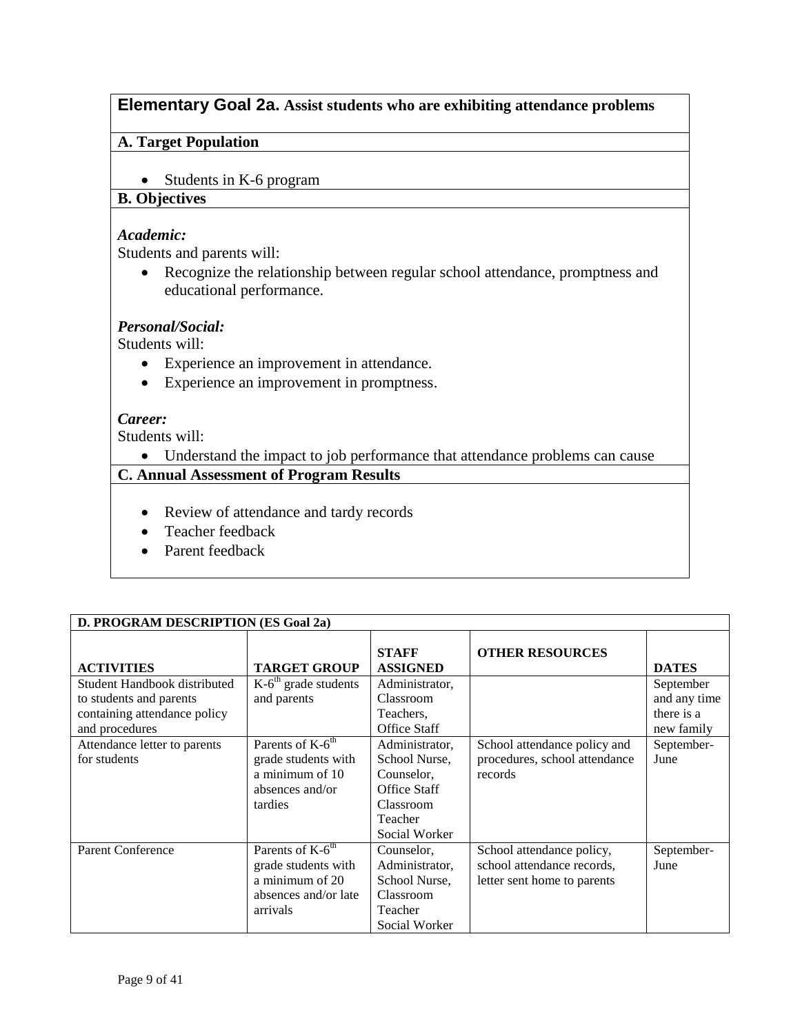## Elementary Goal 2a. Assist students who are exhibiting attendance problems

### A. Target Population

- Students in K-6 program

### B. Objectives

***Academic:***

Students and parents will:

- Recognize the relationship between regular school attendance, promptness and educational performance.

***Personal/Social:***

Students will:

- Experience an improvement in attendance.
- Experience an improvement in promptness.

***Career:***

Students will:

- Understand the impact to job performance that attendance problems can cause

### C. Annual Assessment of Program Results

- Review of attendance and tardy records
- Teacher feedback
- Parent feedback

| D. PROGRAM DESCRIPTION (ES Goal 2a) | | | | |
|---|---|---|---|---|
| **ACTIVITIES** | **TARGET GROUP** | **STAFF ASSIGNED** | **OTHER RESOURCES** | **DATES** |
| Student Handbook distributed to students and parents containing attendance policy and procedures | K-6th grade students and parents | Administrator, Classroom Teachers, Office Staff | | September and any time there is a new family |
| Attendance letter to parents for students | Parents of K-6th grade students with a minimum of 10 absences and/or tardies | Administrator, School Nurse, Counselor, Office Staff Classroom Teacher Social Worker | School attendance policy and procedures, school attendance records | September-June |
| Parent Conference | Parents of K-6th grade students with a minimum of 20 absences and/or late arrivals | Counselor, Administrator, School Nurse, Classroom Teacher Social Worker | School attendance policy, school attendance records, letter sent home to parents | September-June |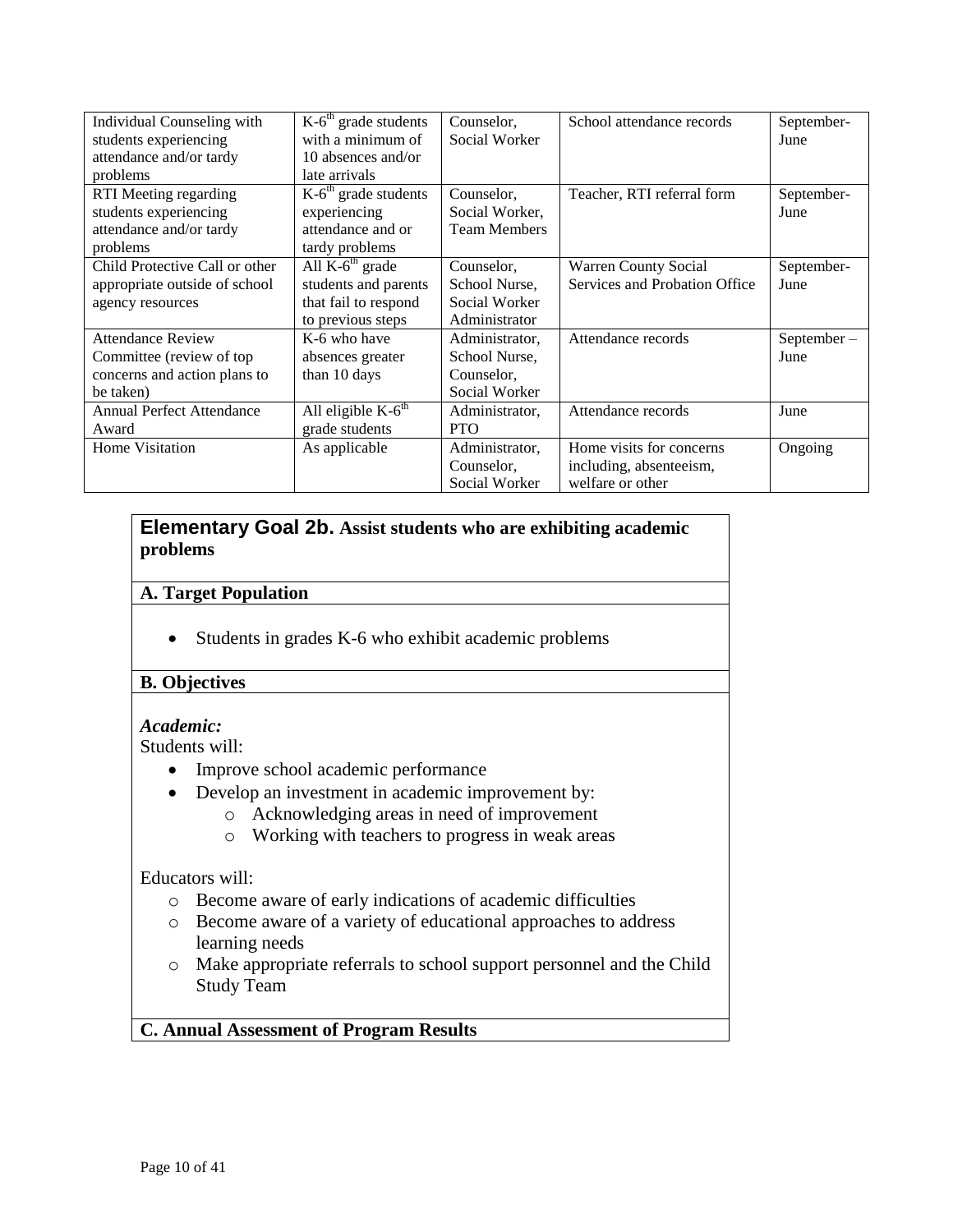| Individual Counseling with students experiencing attendance and/or tardy problems | K-6th grade students with a minimum of 10 absences and/or late arrivals | Counselor, Social Worker | School attendance records | September-June |
|---|---|---|---|---|
| RTI Meeting regarding students experiencing attendance and/or tardy problems | K-6th grade students experiencing attendance and or tardy problems | Counselor, Social Worker, Team Members | Teacher, RTI referral form | September-June |
| Child Protective Call or other appropriate outside of school agency resources | All K-6th grade students and parents that fail to respond to previous steps | Counselor, School Nurse, Social Worker Administrator | Warren County Social Services and Probation Office | September-June |
| Attendance Review Committee (review of top concerns and action plans to be taken) | K-6 who have absences greater than 10 days | Administrator, School Nurse, Counselor, Social Worker | Attendance records | September – June |
| Annual Perfect Attendance Award | All eligible K-6th grade students | Administrator, PTO | Attendance records | June |
| Home Visitation | As applicable | Administrator, Counselor, Social Worker | Home visits for concerns including, absenteeism, welfare or other | Ongoing |

## Elementary Goal 2b. Assist students who are exhibiting academic problems

### A. Target Population

- Students in grades K-6 who exhibit academic problems

### B. Objectives

***Academic:***

Students will:

- Improve school academic performance
- Develop an investment in academic improvement by:
  - Acknowledging areas in need of improvement
  - Working with teachers to progress in weak areas

Educators will:

- Become aware of early indications of academic difficulties
- Become aware of a variety of educational approaches to address learning needs
- Make appropriate referrals to school support personnel and the Child Study Team

### C. Annual Assessment of Program Results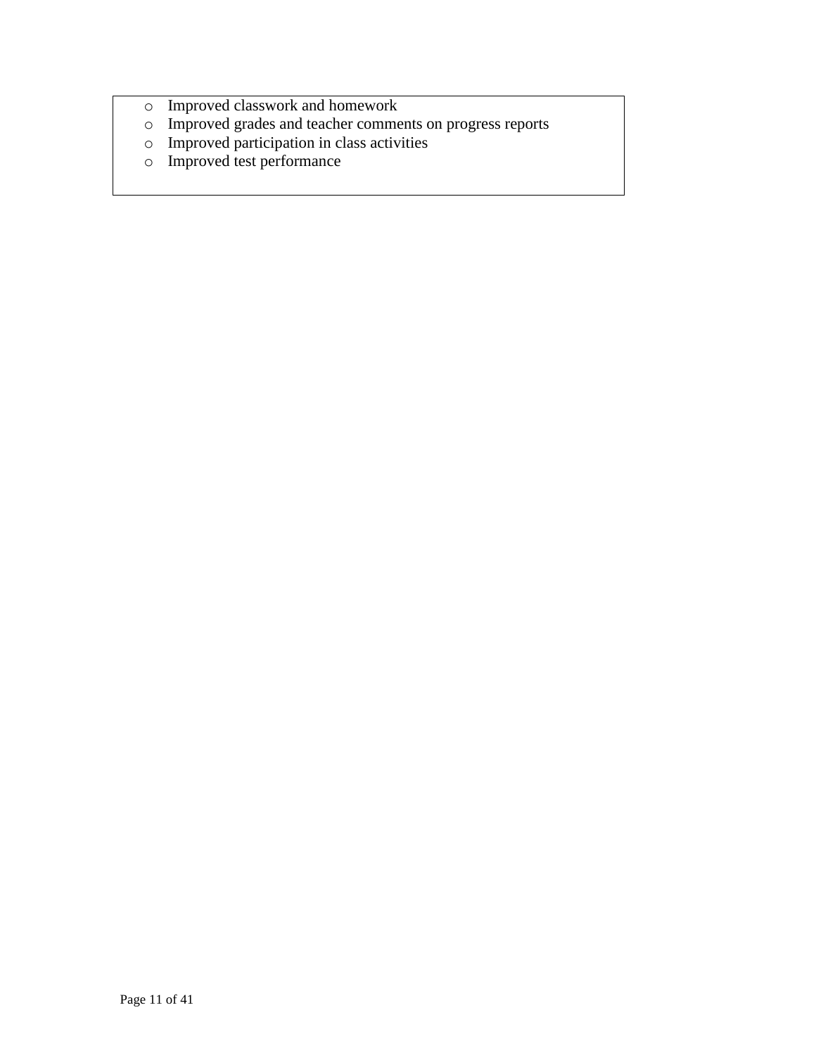- Improved classwork and homework
- Improved grades and teacher comments on progress reports
- Improved participation in class activities
- Improved test performance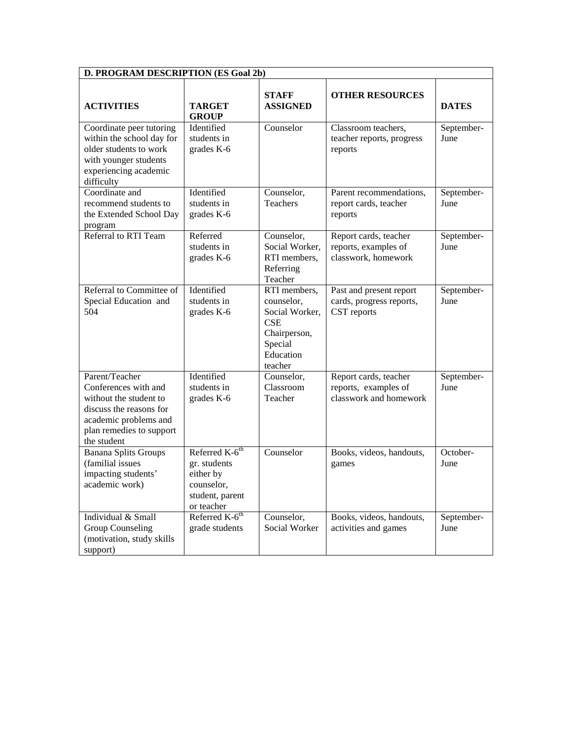| D. PROGRAM DESCRIPTION (ES Goal 2b) | | | | |
|---|---|---|---|---|
| **ACTIVITIES** | **TARGET GROUP** | **STAFF ASSIGNED** | **OTHER RESOURCES** | **DATES** |
| Coordinate peer tutoring within the school day for older students to work with younger students experiencing academic difficulty | Identified students in grades K-6 | Counselor | Classroom teachers, teacher reports, progress reports | September-June |
| Coordinate and recommend students to the Extended School Day program | Identified students in grades K-6 | Counselor, Teachers | Parent recommendations, report cards, teacher reports | September-June |
| Referral to RTI Team | Referred students in grades K-6 | Counselor, Social Worker, RTI members, Referring Teacher | Report cards, teacher reports, examples of classwork, homework | September-June |
| Referral to Committee of Special Education and 504 | Identified students in grades K-6 | RTI members, counselor, Social Worker, CSE Chairperson, Special Education teacher | Past and present report cards, progress reports, CST reports | September-June |
| Parent/Teacher Conferences with and without the student to discuss the reasons for academic problems and plan remedies to support the student | Identified students in grades K-6 | Counselor, Classroom Teacher | Report cards, teacher reports, examples of classwork and homework | September-June |
| Banana Splits Groups (familial issues impacting students' academic work) | Referred K-6th gr. students either by counselor, student, parent or teacher | Counselor | Books, videos, handouts, games | October-June |
| Individual & Small Group Counseling (motivation, study skills support) | Referred K-6th grade students | Counselor, Social Worker | Books, videos, handouts, activities and games | September-June |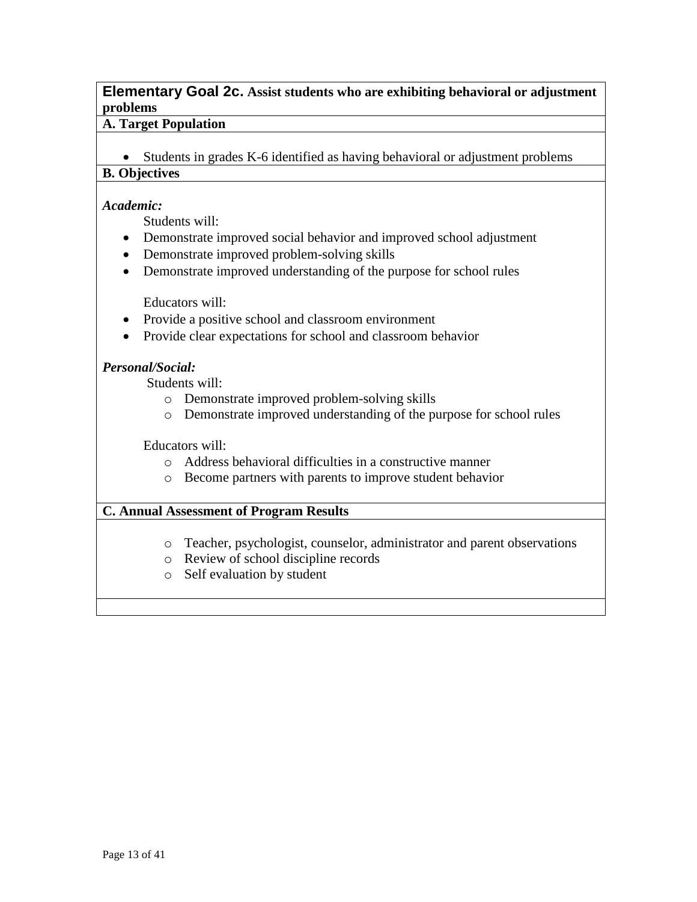## Elementary Goal 2c. Assist students who are exhibiting behavioral or adjustment problems

### A. Target Population

- Students in grades K-6 identified as having behavioral or adjustment problems

### B. Objectives

***Academic:***

Students will:

- Demonstrate improved social behavior and improved school adjustment
- Demonstrate improved problem-solving skills
- Demonstrate improved understanding of the purpose for school rules

Educators will:

- Provide a positive school and classroom environment
- Provide clear expectations for school and classroom behavior

***Personal/Social:***

Students will:

- Demonstrate improved problem-solving skills
- Demonstrate improved understanding of the purpose for school rules

Educators will:

- Address behavioral difficulties in a constructive manner
- Become partners with parents to improve student behavior

### C. Annual Assessment of Program Results

- Teacher, psychologist, counselor, administrator and parent observations
- Review of school discipline records
- Self evaluation by student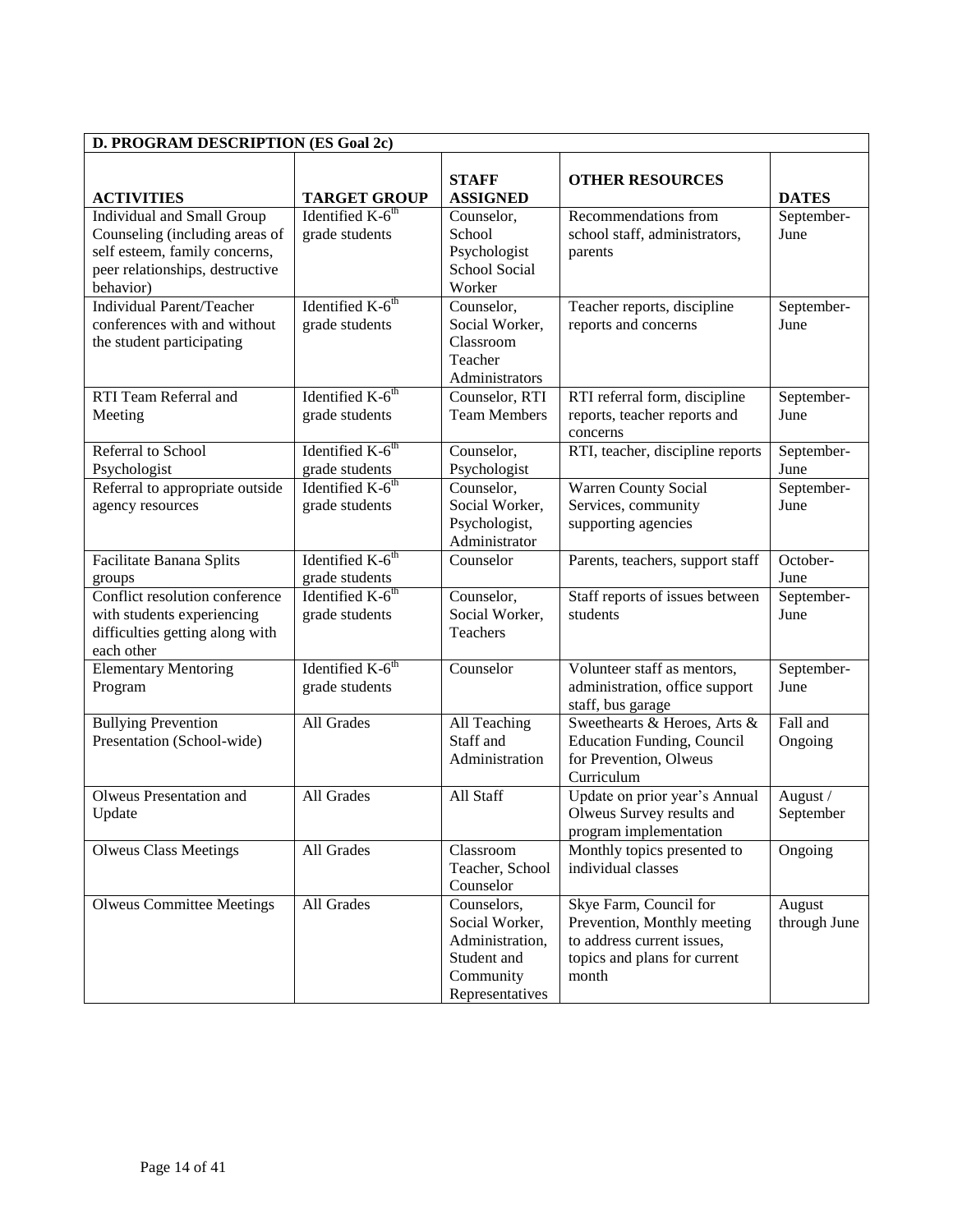| D. PROGRAM DESCRIPTION (ES Goal 2c) | | | | |
|---|---|---|---|---|
| **ACTIVITIES** | **TARGET GROUP** | **STAFF ASSIGNED** | **OTHER RESOURCES** | **DATES** |
| Individual and Small Group Counseling (including areas of self esteem, family concerns, peer relationships, destructive behavior) | Identified K-6th grade students | Counselor, School Psychologist School Social Worker | Recommendations from school staff, administrators, parents | September-June |
| Individual Parent/Teacher conferences with and without the student participating | Identified K-6th grade students | Counselor, Social Worker, Classroom Teacher Administrators | Teacher reports, discipline reports and concerns | September-June |
| RTI Team Referral and Meeting | Identified K-6th grade students | Counselor, RTI Team Members | RTI referral form, discipline reports, teacher reports and concerns | September-June |
| Referral to School Psychologist | Identified K-6th grade students | Counselor, Psychologist | RTI, teacher, discipline reports | September-June |
| Referral to appropriate outside agency resources | Identified K-6th grade students | Counselor, Social Worker, Psychologist, Administrator | Warren County Social Services, community supporting agencies | September-June |
| Facilitate Banana Splits groups | Identified K-6th grade students | Counselor | Parents, teachers, support staff | October-June |
| Conflict resolution conference with students experiencing difficulties getting along with each other | Identified K-6th grade students | Counselor, Social Worker, Teachers | Staff reports of issues between students | September-June |
| Elementary Mentoring Program | Identified K-6th grade students | Counselor | Volunteer staff as mentors, administration, office support staff, bus garage | September-June |
| Bullying Prevention Presentation (School-wide) | All Grades | All Teaching Staff and Administration | Sweethearts & Heroes, Arts & Education Funding, Council for Prevention, Olweus Curriculum | Fall and Ongoing |
| Olweus Presentation and Update | All Grades | All Staff | Update on prior year's Annual Olweus Survey results and program implementation | August / September |
| Olweus Class Meetings | All Grades | Classroom Teacher, School Counselor | Monthly topics presented to individual classes | Ongoing |
| Olweus Committee Meetings | All Grades | Counselors, Social Worker, Administration, Student and Community Representatives | Skye Farm, Council for Prevention, Monthly meeting to address current issues, topics and plans for current month | August through June |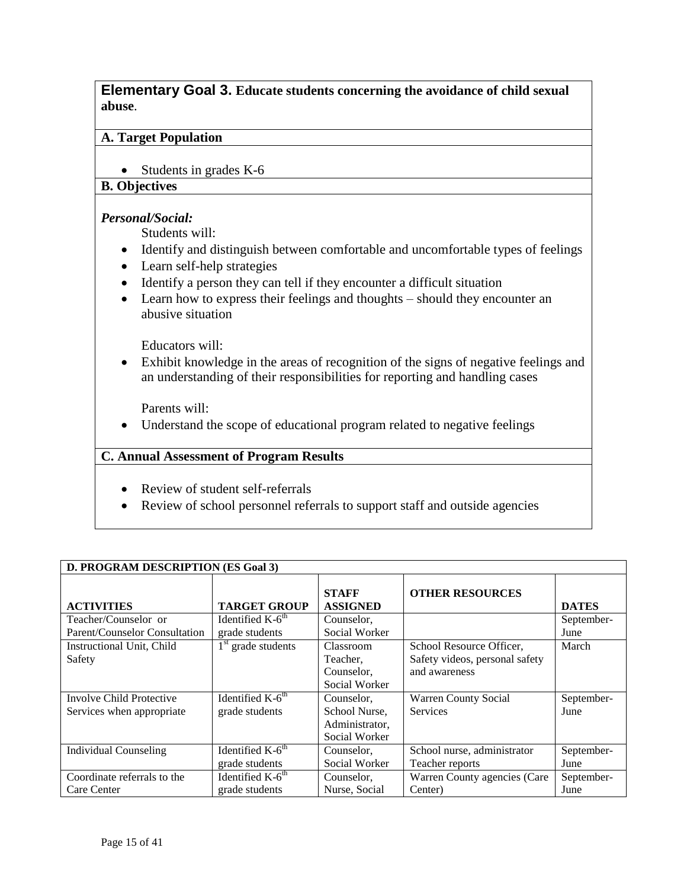## Elementary Goal 3. Educate students concerning the avoidance of child sexual abuse.

### A. Target Population

- Students in grades K-6

### B. Objectives

***Personal/Social:***

Students will:

- Identify and distinguish between comfortable and uncomfortable types of feelings
- Learn self-help strategies
- Identify a person they can tell if they encounter a difficult situation
- Learn how to express their feelings and thoughts – should they encounter an abusive situation

Educators will:

- Exhibit knowledge in the areas of recognition of the signs of negative feelings and an understanding of their responsibilities for reporting and handling cases

Parents will:

- Understand the scope of educational program related to negative feelings

### C. Annual Assessment of Program Results

- Review of student self-referrals
- Review of school personnel referrals to support staff and outside agencies

**D. PROGRAM DESCRIPTION (ES Goal 3)**

| ACTIVITIES | TARGET GROUP | STAFF ASSIGNED | OTHER RESOURCES | DATES |
|---|---|---|---|---|
| Teacher/Counselor or Parent/Counselor Consultation | Identified K-6th grade students | Counselor, Social Worker | | September-June |
| Instructional Unit, Child Safety | 1st grade students | Classroom Teacher, Counselor, Social Worker | School Resource Officer, Safety videos, personal safety and awareness | March |
| Involve Child Protective Services when appropriate | Identified K-6th grade students | Counselor, School Nurse, Administrator, Social Worker | Warren County Social Services | September-June |
| Individual Counseling | Identified K-6th grade students | Counselor, Social Worker | School nurse, administrator Teacher reports | September-June |
| Coordinate referrals to the Care Center | Identified K-6th grade students | Counselor, Nurse, Social | Warren County agencies (Care Center) | September-June |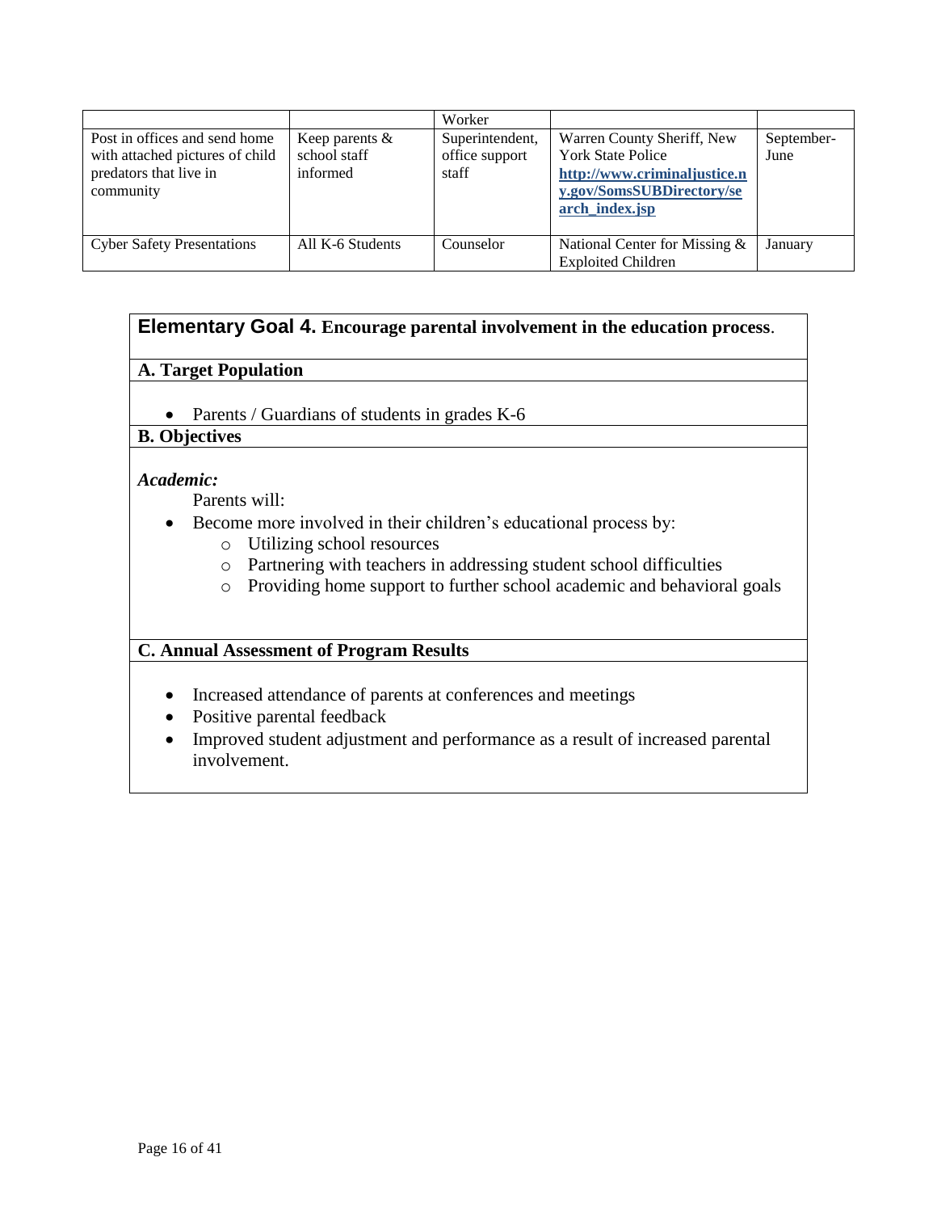| | | Worker | | |
|---|---|---|---|---|
| Post in offices and send home with attached pictures of child predators that live in community | Keep parents & school staff informed | Superintendent, office support staff | Warren County Sheriff, New York State Police **http://www.criminaljustice.ny.gov/SomsSUBDirectory/search_index.jsp** | September-June |
| Cyber Safety Presentations | All K-6 Students | Counselor | National Center for Missing & Exploited Children | January |

## Elementary Goal 4. Encourage parental involvement in the education process.

### A. Target Population

- Parents / Guardians of students in grades K-6

### B. Objectives

***Academic:***

Parents will:

- Become more involved in their children's educational process by:
  - Utilizing school resources
  - Partnering with teachers in addressing student school difficulties
  - Providing home support to further school academic and behavioral goals

### C. Annual Assessment of Program Results

- Increased attendance of parents at conferences and meetings
- Positive parental feedback
- Improved student adjustment and performance as a result of increased parental involvement.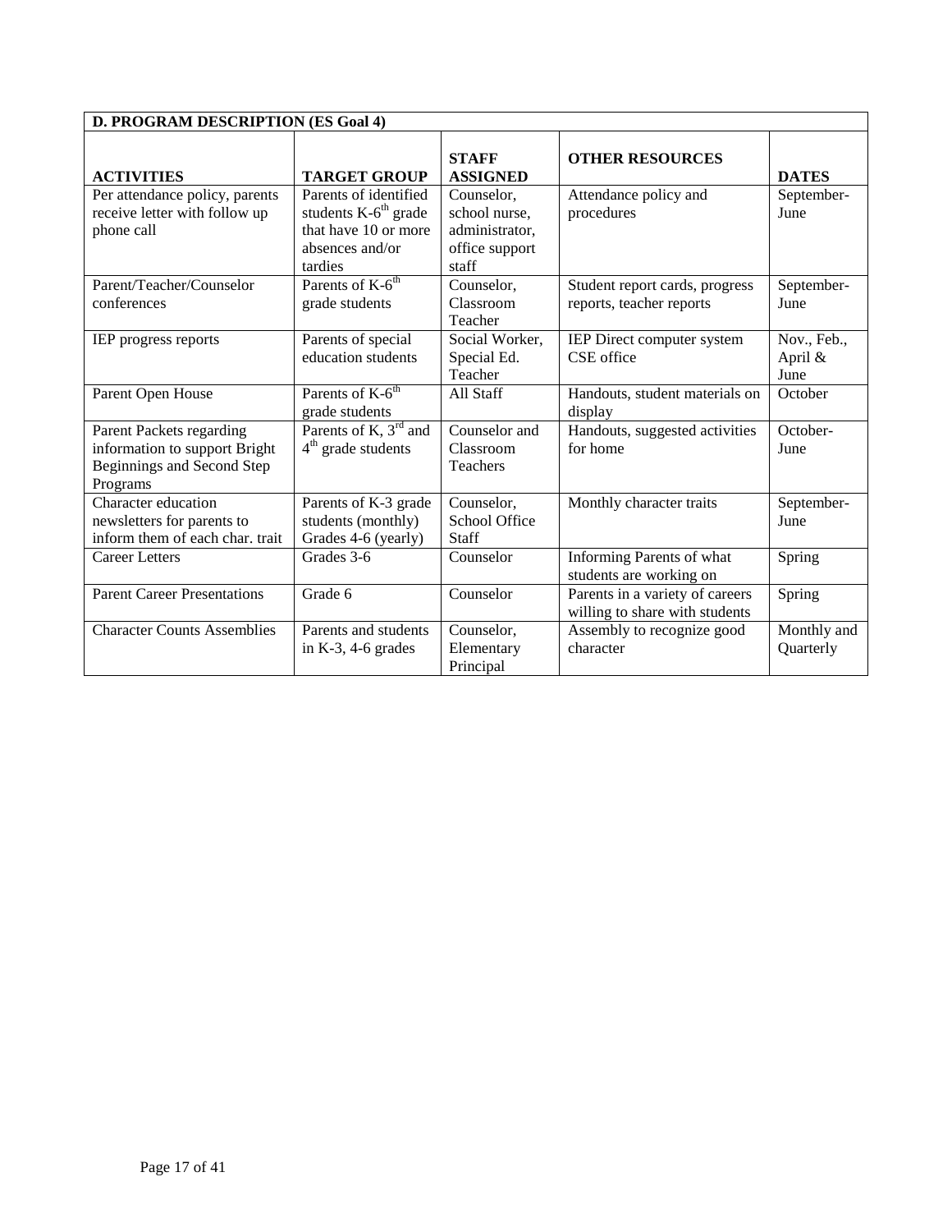## D. PROGRAM DESCRIPTION (ES Goal 4)

| ACTIVITIES | TARGET GROUP | STAFF ASSIGNED | OTHER RESOURCES | DATES |
|---|---|---|---|---|
| Per attendance policy, parents receive letter with follow up phone call | Parents of identified students K-6th grade that have 10 or more absences and/or tardies | Counselor, school nurse, administrator, office support staff | Attendance policy and procedures | September-June |
| Parent/Teacher/Counselor conferences | Parents of K-6th grade students | Counselor, Classroom Teacher | Student report cards, progress reports, teacher reports | September-June |
| IEP progress reports | Parents of special education students | Social Worker, Special Ed. Teacher | IEP Direct computer system CSE office | Nov., Feb., April & June |
| Parent Open House | Parents of K-6th grade students | All Staff | Handouts, student materials on display | October |
| Parent Packets regarding information to support Bright Beginnings and Second Step Programs | Parents of K, 3rd and 4th grade students | Counselor and Classroom Teachers | Handouts, suggested activities for home | October-June |
| Character education newsletters for parents to inform them of each char. trait | Parents of K-3 grade students (monthly) Grades 4-6 (yearly) | Counselor, School Office Staff | Monthly character traits | September-June |
| Career Letters | Grades 3-6 | Counselor | Informing Parents of what students are working on | Spring |
| Parent Career Presentations | Grade 6 | Counselor | Parents in a variety of careers willing to share with students | Spring |
| Character Counts Assemblies | Parents and students in K-3, 4-6 grades | Counselor, Elementary Principal | Assembly to recognize good character | Monthly and Quarterly |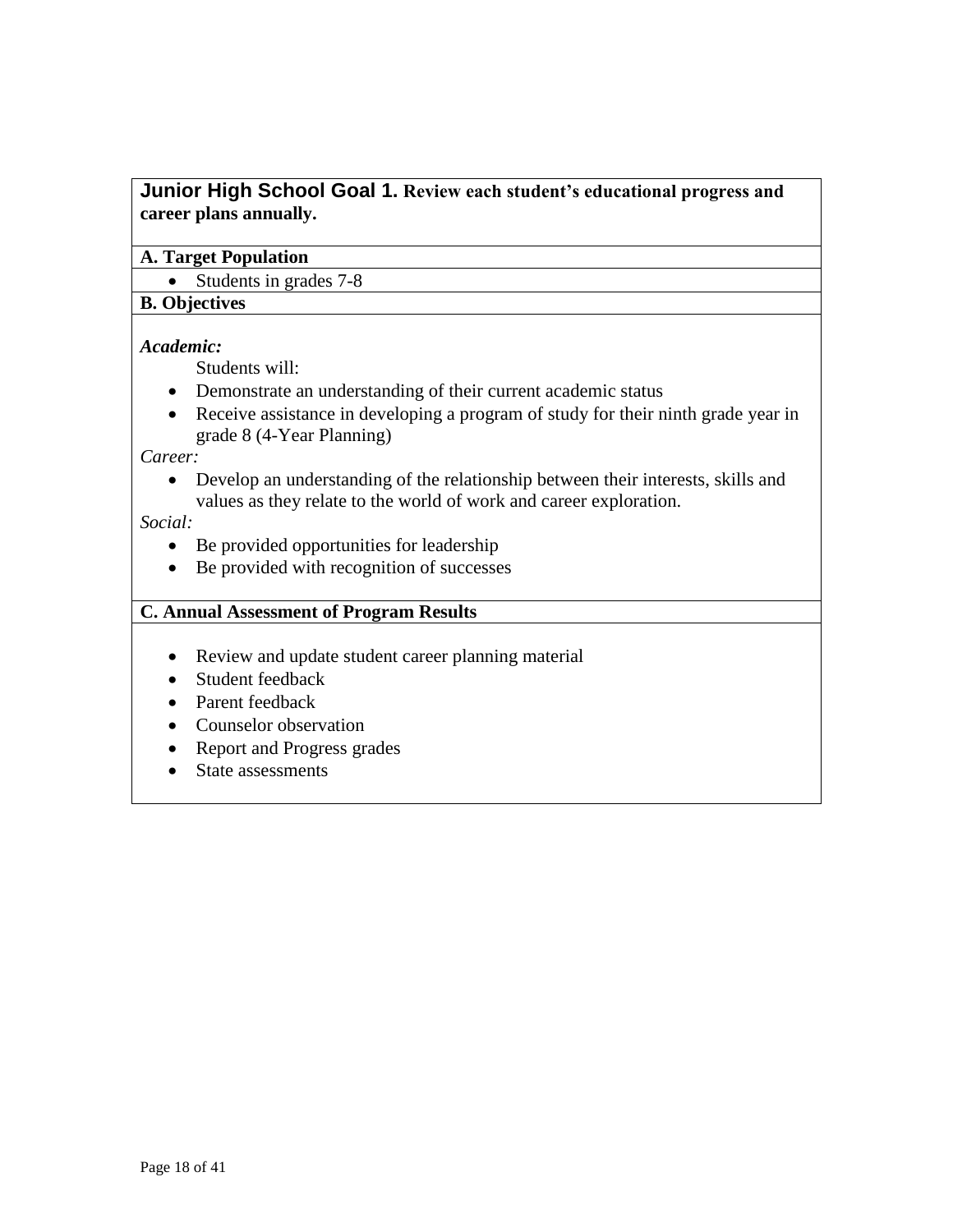## Junior High School Goal 1. Review each student's educational progress and career plans annually.

### A. Target Population

- Students in grades 7-8

### B. Objectives

***Academic:***

Students will:

- Demonstrate an understanding of their current academic status
- Receive assistance in developing a program of study for their ninth grade year in grade 8 (4-Year Planning)

*Career:*

- Develop an understanding of the relationship between their interests, skills and values as they relate to the world of work and career exploration.

*Social:*

- Be provided opportunities for leadership
- Be provided with recognition of successes

### C. Annual Assessment of Program Results

- Review and update student career planning material
- Student feedback
- Parent feedback
- Counselor observation
- Report and Progress grades
- State assessments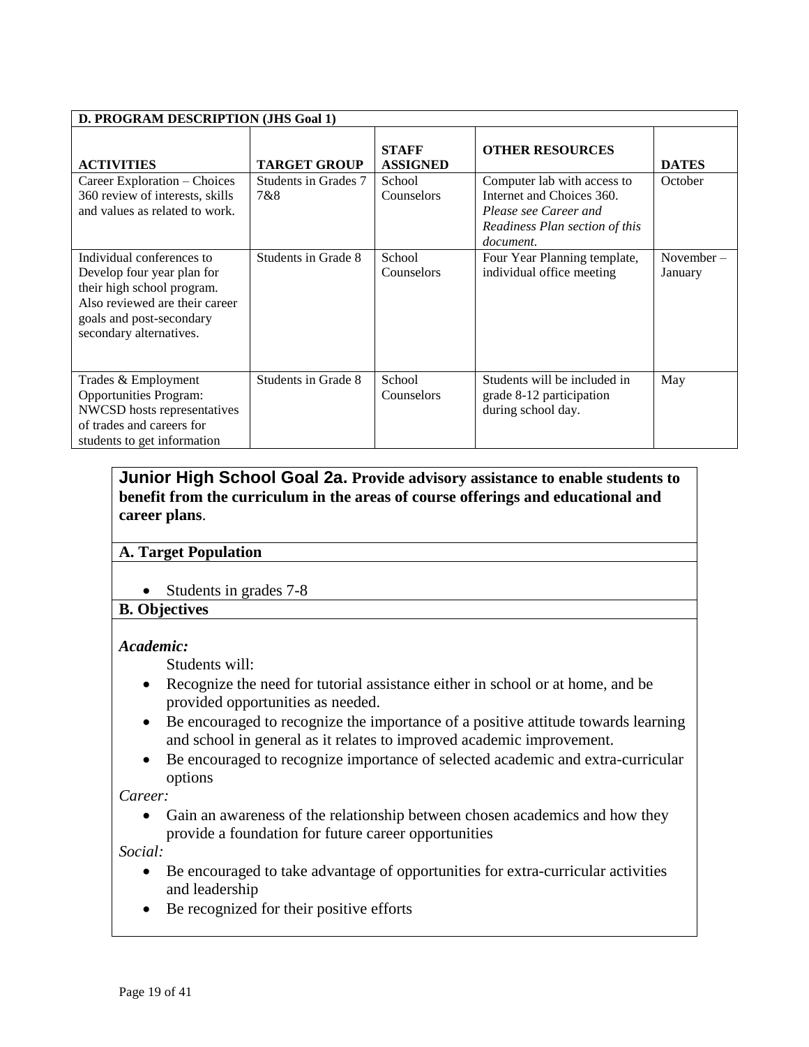| D. PROGRAM DESCRIPTION (JHS Goal 1) | | | | |
|---|---|---|---|---|
| **ACTIVITIES** | **TARGET GROUP** | **STAFF ASSIGNED** | **OTHER RESOURCES** | **DATES** |
| Career Exploration – Choices 360 review of interests, skills and values as related to work. | Students in Grades 7 7&8 | School Counselors | Computer lab with access to Internet and Choices 360. *Please see Career and Readiness Plan section of this document.* | October |
| Individual conferences to Develop four year plan for their high school program. Also reviewed are their career goals and post-secondary secondary alternatives. | Students in Grade 8 | School Counselors | Four Year Planning template, individual office meeting | November – January |
| Trades & Employment Opportunities Program: NWCSD hosts representatives of trades and careers for students to get information | Students in Grade 8 | School Counselors | Students will be included in grade 8-12 participation during school day. | May |

## Junior High School Goal 2a. Provide advisory assistance to enable students to benefit from the curriculum in the areas of course offerings and educational and career plans.

### A. Target Population

- Students in grades 7-8

### B. Objectives

***Academic:***

Students will:

- Recognize the need for tutorial assistance either in school or at home, and be provided opportunities as needed.
- Be encouraged to recognize the importance of a positive attitude towards learning and school in general as it relates to improved academic improvement.
- Be encouraged to recognize importance of selected academic and extra-curricular options

*Career:*

- Gain an awareness of the relationship between chosen academics and how they provide a foundation for future career opportunities

*Social:*

- Be encouraged to take advantage of opportunities for extra-curricular activities and leadership
- Be recognized for their positive efforts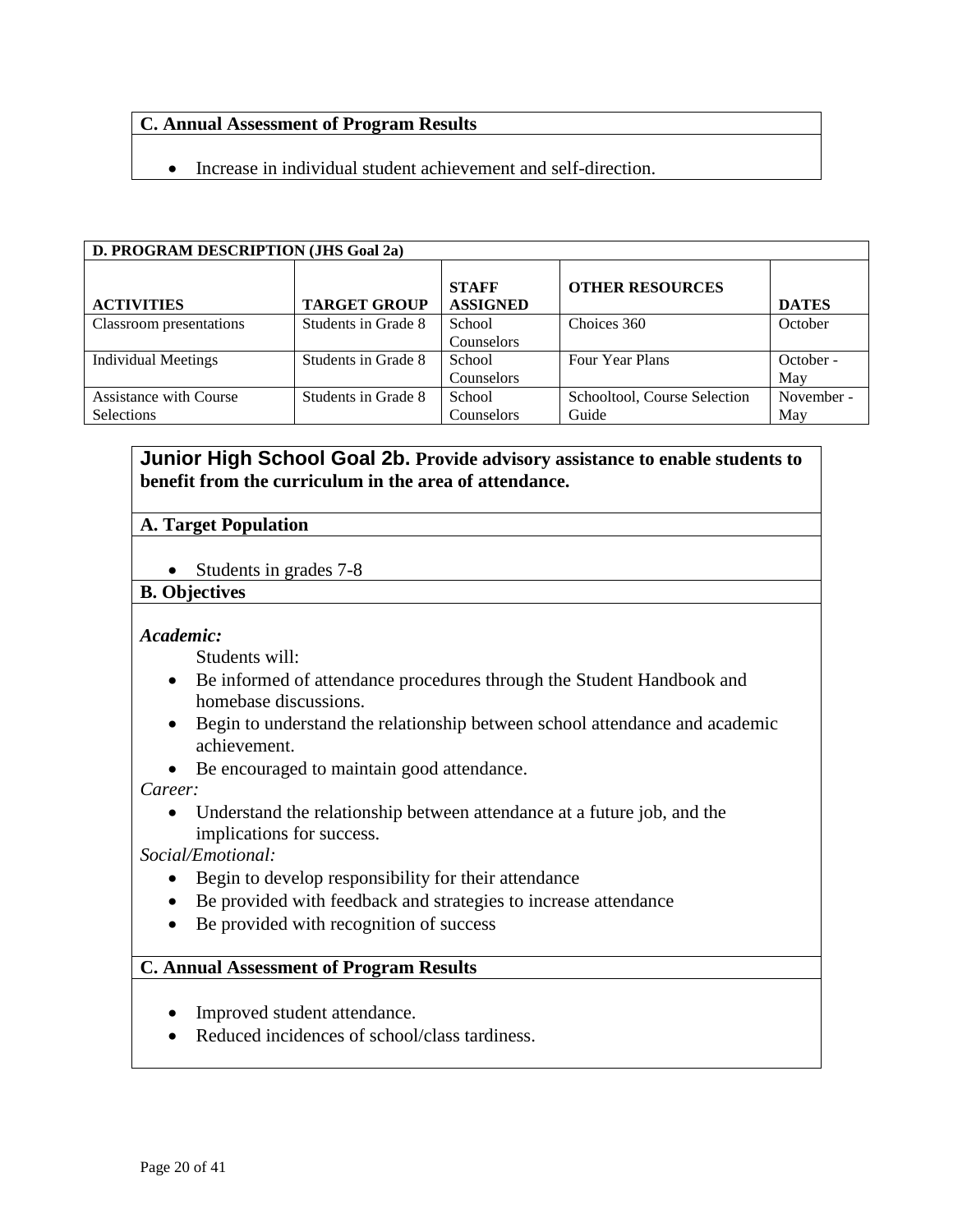### C. Annual Assessment of Program Results

- Increase in individual student achievement and self-direction.

| D. PROGRAM DESCRIPTION (JHS Goal 2a) | | | | |
|---|---|---|---|---|
| **ACTIVITIES** | **TARGET GROUP** | **STAFF ASSIGNED** | **OTHER RESOURCES** | **DATES** |
| Classroom presentations | Students in Grade 8 | School Counselors | Choices 360 | October |
| Individual Meetings | Students in Grade 8 | School Counselors | Four Year Plans | October - May |
| Assistance with Course Selections | Students in Grade 8 | School Counselors | Schooltool, Course Selection Guide | November - May |

## Junior High School Goal 2b. Provide advisory assistance to enable students to benefit from the curriculum in the area of attendance.

### A. Target Population

- Students in grades 7-8

### B. Objectives

***Academic:***

Students will:

- Be informed of attendance procedures through the Student Handbook and homebase discussions.
- Begin to understand the relationship between school attendance and academic achievement.
- Be encouraged to maintain good attendance.

*Career:*

- Understand the relationship between attendance at a future job, and the implications for success.

*Social/Emotional:*

- Begin to develop responsibility for their attendance
- Be provided with feedback and strategies to increase attendance
- Be provided with recognition of success

### C. Annual Assessment of Program Results

- Improved student attendance.
- Reduced incidences of school/class tardiness.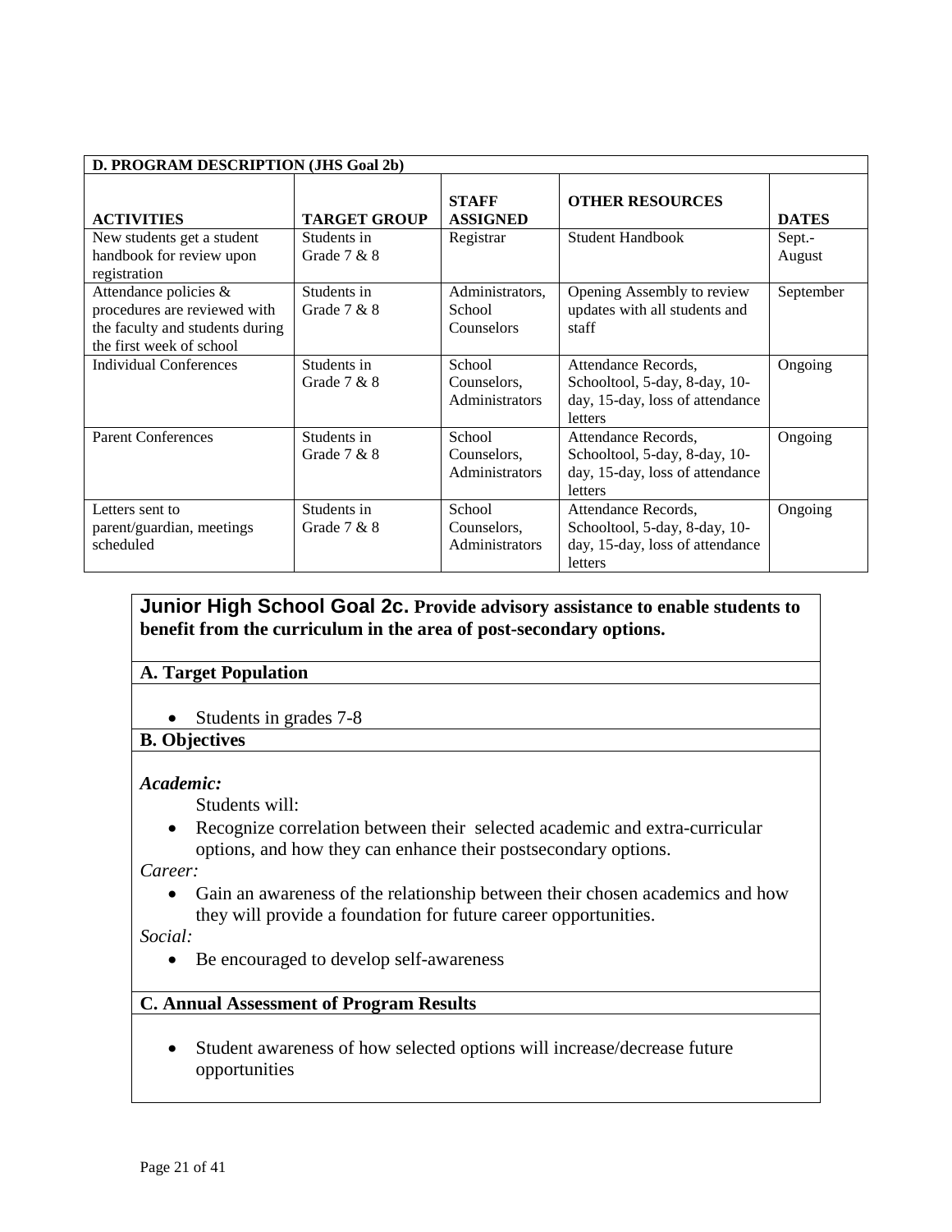**D. PROGRAM DESCRIPTION (JHS Goal 2b)**

| ACTIVITIES | TARGET GROUP | STAFF ASSIGNED | OTHER RESOURCES | DATES |
|---|---|---|---|---|
| New students get a student handbook for review upon registration | Students in Grade 7 & 8 | Registrar | Student Handbook | Sept.- August |
| Attendance policies & procedures are reviewed with the faculty and students during the first week of school | Students in Grade 7 & 8 | Administrators, School Counselors | Opening Assembly to review updates with all students and staff | September |
| Individual Conferences | Students in Grade 7 & 8 | School Counselors, Administrators | Attendance Records, Schooltool, 5-day, 8-day, 10-day, 15-day, loss of attendance letters | Ongoing |
| Parent Conferences | Students in Grade 7 & 8 | School Counselors, Administrators | Attendance Records, Schooltool, 5-day, 8-day, 10-day, 15-day, loss of attendance letters | Ongoing |
| Letters sent to parent/guardian, meetings scheduled | Students in Grade 7 & 8 | School Counselors, Administrators | Attendance Records, Schooltool, 5-day, 8-day, 10-day, 15-day, loss of attendance letters | Ongoing |

## Junior High School Goal 2c. Provide advisory assistance to enable students to benefit from the curriculum in the area of post-secondary options.

**A. Target Population**

- Students in grades 7-8

**B. Objectives**

***Academic:***

Students will:

- Recognize correlation between their selected academic and extra-curricular options, and how they can enhance their postsecondary options.

*Career:*

- Gain an awareness of the relationship between their chosen academics and how they will provide a foundation for future career opportunities.

*Social:*

- Be encouraged to develop self-awareness

**C. Annual Assessment of Program Results**

- Student awareness of how selected options will increase/decrease future opportunities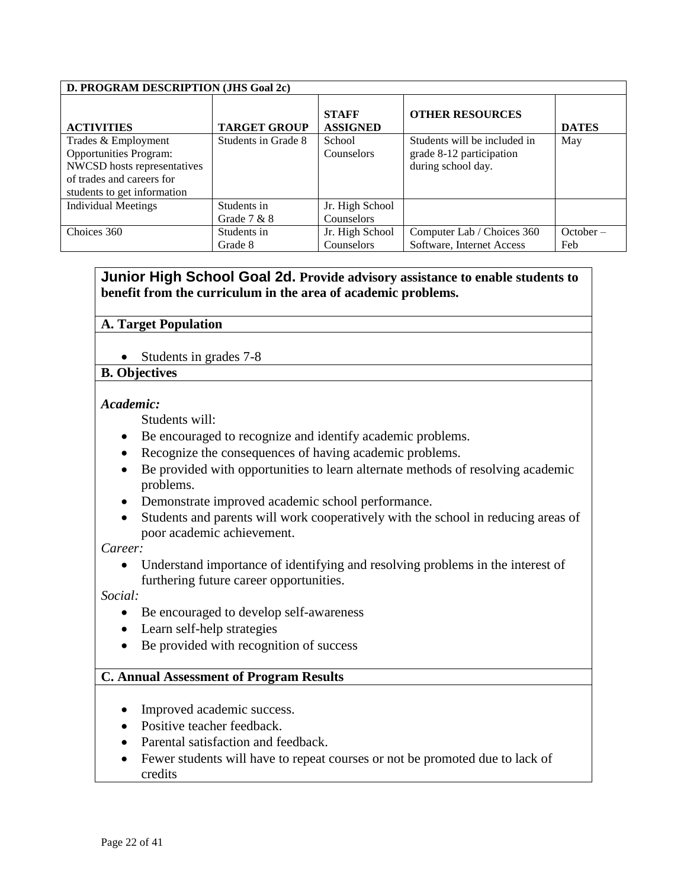| D. PROGRAM DESCRIPTION (JHS Goal 2c) | | | | |
|---|---|---|---|---|
| **ACTIVITIES** | **TARGET GROUP** | **STAFF ASSIGNED** | **OTHER RESOURCES** | **DATES** |
| Trades & Employment Opportunities Program: NWCSD hosts representatives of trades and careers for students to get information | Students in Grade 8 | School Counselors | Students will be included in grade 8-12 participation during school day. | May |
| Individual Meetings | Students in Grade 7 & 8 | Jr. High School Counselors | | |
| Choices 360 | Students in Grade 8 | Jr. High School Counselors | Computer Lab / Choices 360 Software, Internet Access | October – Feb |

## Junior High School Goal 2d. Provide advisory assistance to enable students to benefit from the curriculum in the area of academic problems.

### A. Target Population

- Students in grades 7-8

### B. Objectives

***Academic:***

Students will:

- Be encouraged to recognize and identify academic problems.
- Recognize the consequences of having academic problems.
- Be provided with opportunities to learn alternate methods of resolving academic problems.
- Demonstrate improved academic school performance.
- Students and parents will work cooperatively with the school in reducing areas of poor academic achievement.

*Career:*

- Understand importance of identifying and resolving problems in the interest of furthering future career opportunities.

*Social:*

- Be encouraged to develop self-awareness
- Learn self-help strategies
- Be provided with recognition of success

### C. Annual Assessment of Program Results

- Improved academic success.
- Positive teacher feedback.
- Parental satisfaction and feedback.
- Fewer students will have to repeat courses or not be promoted due to lack of credits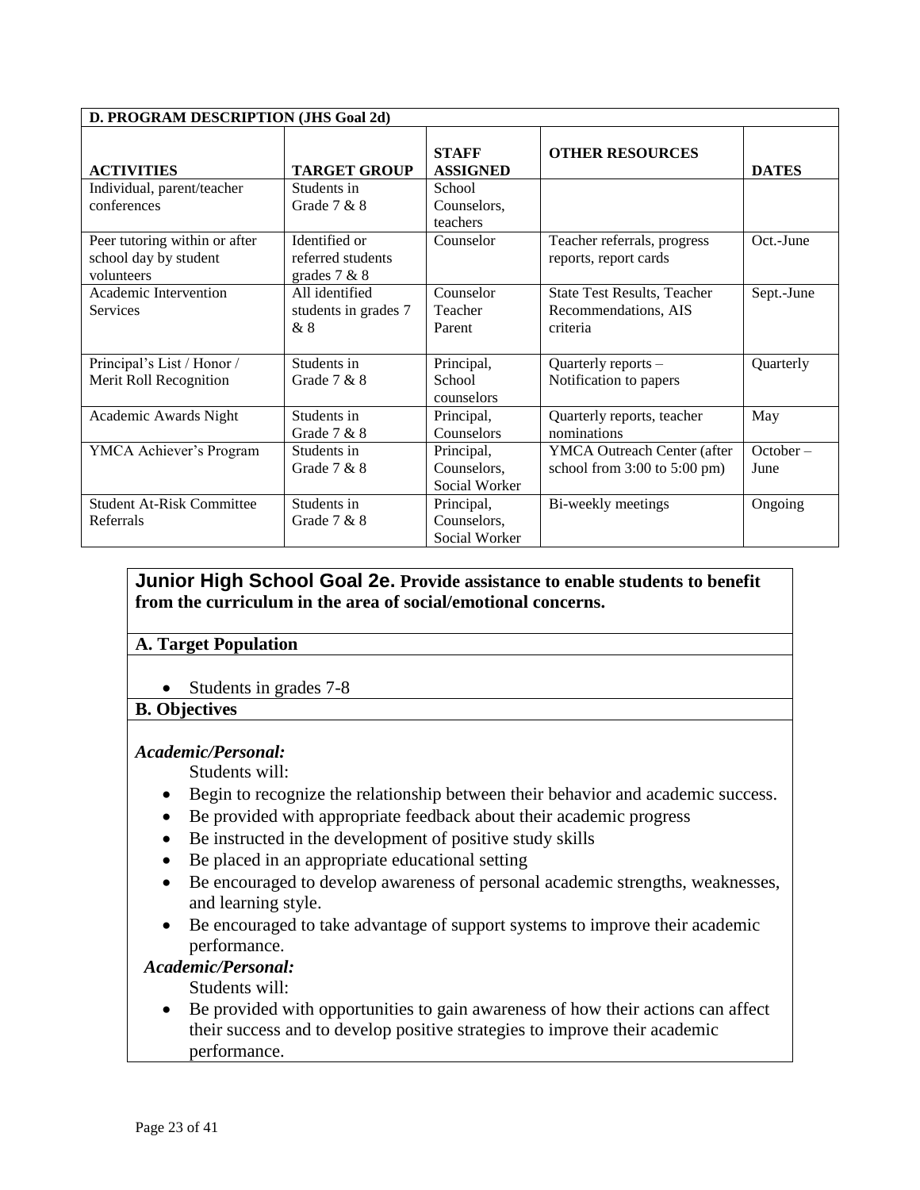**D. PROGRAM DESCRIPTION (JHS Goal 2d)**

| ACTIVITIES | TARGET GROUP | STAFF ASSIGNED | OTHER RESOURCES | DATES |
|---|---|---|---|---|
| Individual, parent/teacher conferences | Students in Grade 7 & 8 | School Counselors, teachers | | |
| Peer tutoring within or after school day by student volunteers | Identified or referred students grades 7 & 8 | Counselor | Teacher referrals, progress reports, report cards | Oct.-June |
| Academic Intervention Services | All identified students in grades 7 & 8 | Counselor Teacher Parent | State Test Results, Teacher Recommendations, AIS criteria | Sept.-June |
| Principal's List / Honor / Merit Roll Recognition | Students in Grade 7 & 8 | Principal, School counselors | Quarterly reports – Notification to papers | Quarterly |
| Academic Awards Night | Students in Grade 7 & 8 | Principal, Counselors | Quarterly reports, teacher nominations | May |
| YMCA Achiever's Program | Students in Grade 7 & 8 | Principal, Counselors, Social Worker | YMCA Outreach Center (after school from 3:00 to 5:00 pm) | October – June |
| Student At-Risk Committee Referrals | Students in Grade 7 & 8 | Principal, Counselors, Social Worker | Bi-weekly meetings | Ongoing |

## Junior High School Goal 2e. Provide assistance to enable students to benefit from the curriculum in the area of social/emotional concerns.

**A. Target Population**

- Students in grades 7-8

**B. Objectives**

***Academic/Personal:***

Students will:

- Begin to recognize the relationship between their behavior and academic success.
- Be provided with appropriate feedback about their academic progress
- Be instructed in the development of positive study skills
- Be placed in an appropriate educational setting
- Be encouraged to develop awareness of personal academic strengths, weaknesses, and learning style.
- Be encouraged to take advantage of support systems to improve their academic performance.

***Academic/Personal:***

Students will:

- Be provided with opportunities to gain awareness of how their actions can affect their success and to develop positive strategies to improve their academic performance.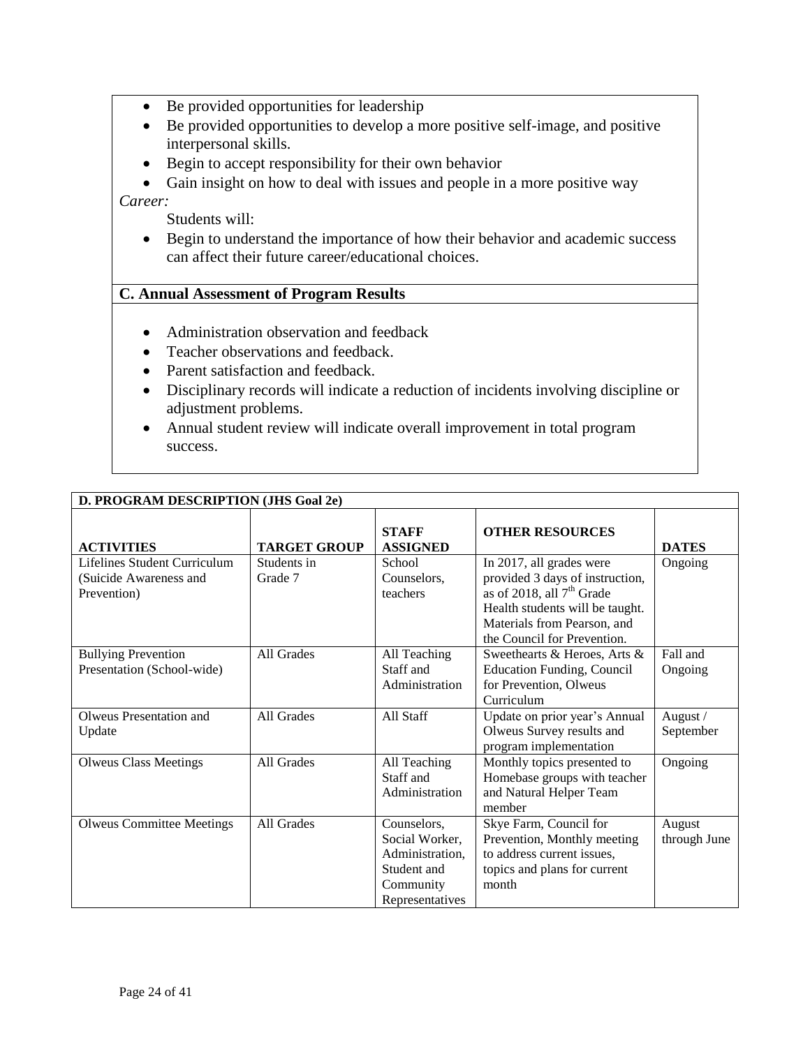- Be provided opportunities for leadership
- Be provided opportunities to develop a more positive self-image, and positive interpersonal skills.
- Begin to accept responsibility for their own behavior
- Gain insight on how to deal with issues and people in a more positive way

*Career:*

Students will:

- Begin to understand the importance of how their behavior and academic success can affect their future career/educational choices.

**C. Annual Assessment of Program Results**

- Administration observation and feedback
- Teacher observations and feedback.
- Parent satisfaction and feedback.
- Disciplinary records will indicate a reduction of incidents involving discipline or adjustment problems.
- Annual student review will indicate overall improvement in total program success.

**D. PROGRAM DESCRIPTION (JHS Goal 2e)**

| ACTIVITIES | TARGET GROUP | STAFF ASSIGNED | OTHER RESOURCES | DATES |
|---|---|---|---|---|
| Lifelines Student Curriculum (Suicide Awareness and Prevention) | Students in Grade 7 | School Counselors, teachers | In 2017, all grades were provided 3 days of instruction, as of 2018, all 7th Grade Health students will be taught. Materials from Pearson, and the Council for Prevention. | Ongoing |
| Bullying Prevention Presentation (School-wide) | All Grades | All Teaching Staff and Administration | Sweethearts & Heroes, Arts & Education Funding, Council for Prevention, Olweus Curriculum | Fall and Ongoing |
| Olweus Presentation and Update | All Grades | All Staff | Update on prior year's Annual Olweus Survey results and program implementation | August / September |
| Olweus Class Meetings | All Grades | All Teaching Staff and Administration | Monthly topics presented to Homebase groups with teacher and Natural Helper Team member | Ongoing |
| Olweus Committee Meetings | All Grades | Counselors, Social Worker, Administration, Student and Community Representatives | Skye Farm, Council for Prevention, Monthly meeting to address current issues, topics and plans for current month | August through June |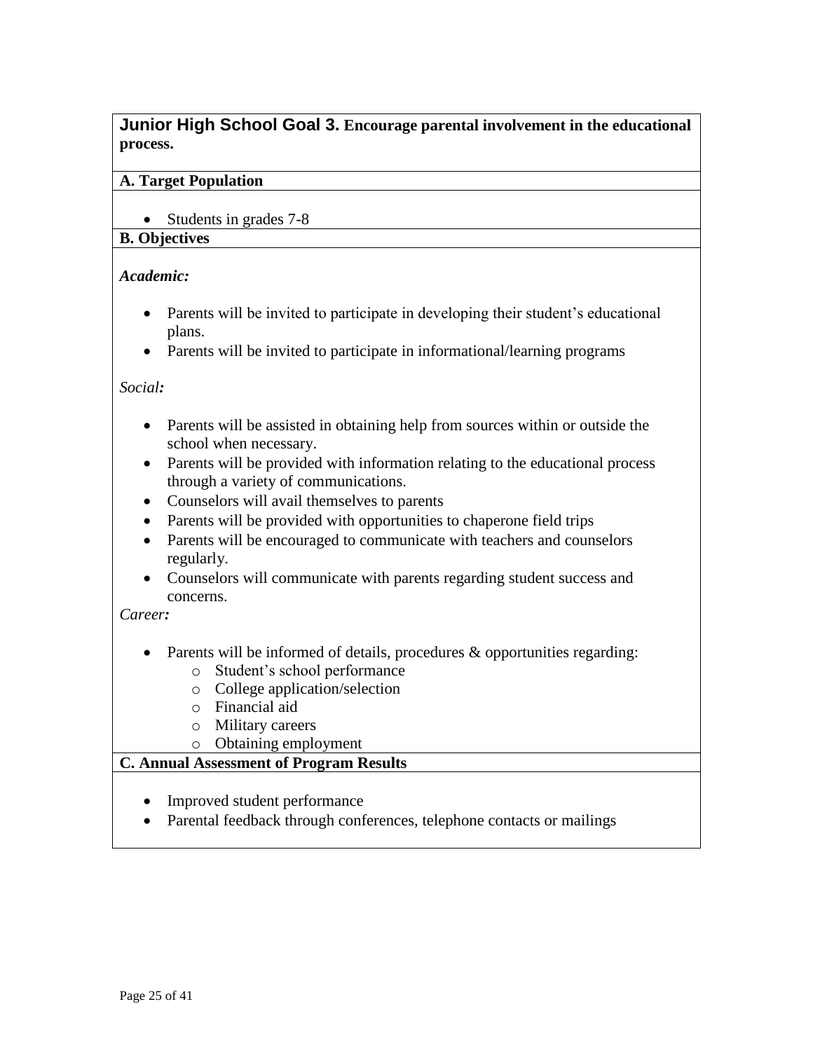## Junior High School Goal 3. Encourage parental involvement in the educational process.

### A. Target Population

- Students in grades 7-8

### B. Objectives

***Academic:***

- Parents will be invited to participate in developing their student's educational plans.
- Parents will be invited to participate in informational/learning programs

*Social:*

- Parents will be assisted in obtaining help from sources within or outside the school when necessary.
- Parents will be provided with information relating to the educational process through a variety of communications.
- Counselors will avail themselves to parents
- Parents will be provided with opportunities to chaperone field trips
- Parents will be encouraged to communicate with teachers and counselors regularly.
- Counselors will communicate with parents regarding student success and concerns.

*Career:*

- Parents will be informed of details, procedures & opportunities regarding:
  - Student's school performance
  - College application/selection
  - Financial aid
  - Military careers
  - Obtaining employment

### C. Annual Assessment of Program Results

- Improved student performance
- Parental feedback through conferences, telephone contacts or mailings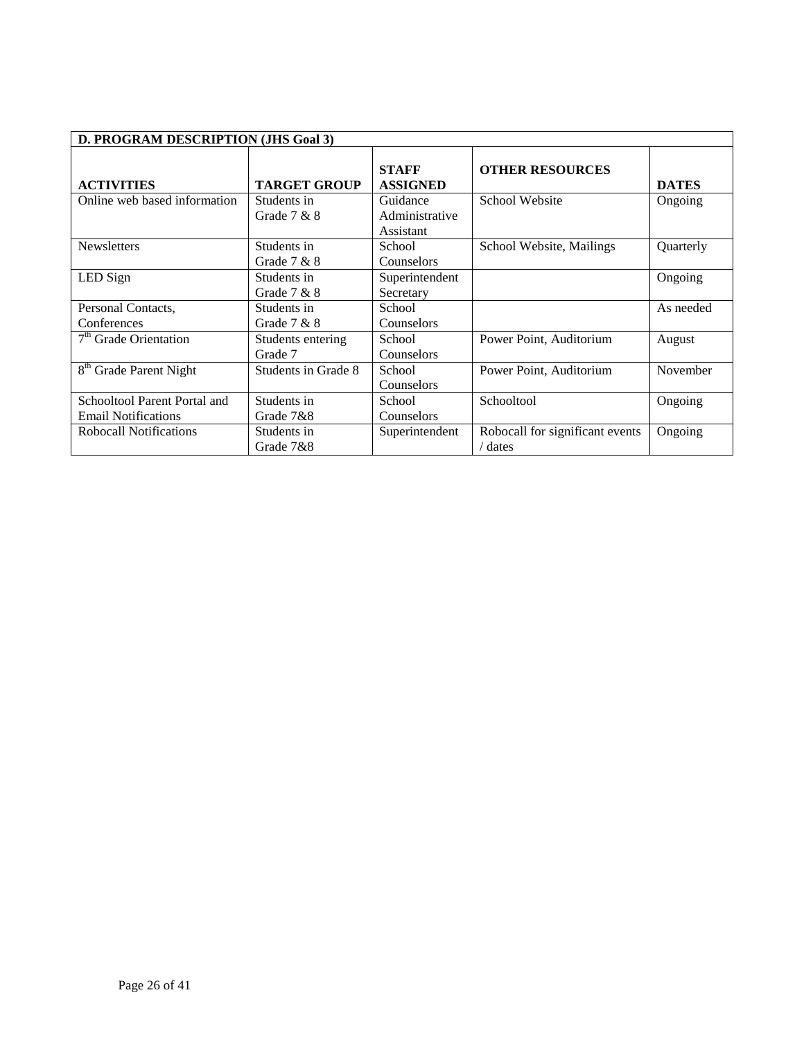| D. PROGRAM DESCRIPTION (JHS Goal 3) | | | | |
|---|---|---|---|---|
| **ACTIVITIES** | **TARGET GROUP** | **STAFF ASSIGNED** | **OTHER RESOURCES** | **DATES** |
| Online web based information | Students in Grade 7 & 8 | Guidance Administrative Assistant | School Website | Ongoing |
| Newsletters | Students in Grade 7 & 8 | School Counselors | School Website, Mailings | Quarterly |
| LED Sign | Students in Grade 7 & 8 | Superintendent Secretary | | Ongoing |
| Personal Contacts, Conferences | Students in Grade 7 & 8 | School Counselors | | As needed |
| 7th Grade Orientation | Students entering Grade 7 | School Counselors | Power Point, Auditorium | August |
| 8th Grade Parent Night | Students in Grade 8 | School Counselors | Power Point, Auditorium | November |
| Schooltool Parent Portal and Email Notifications | Students in Grade 7&8 | School Counselors | Schooltool | Ongoing |
| Robocall Notifications | Students in Grade 7&8 | Superintendent | Robocall for significant events / dates | Ongoing |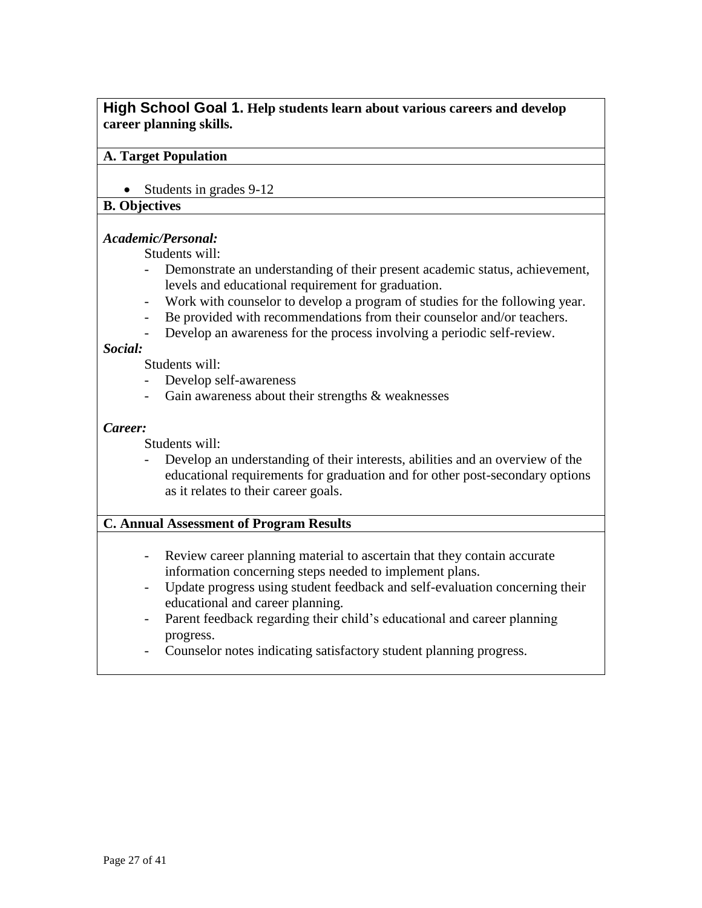## High School Goal 1. Help students learn about various careers and develop career planning skills.

**A. Target Population**

- Students in grades 9-12

**B. Objectives**

***Academic/Personal:***

Students will:

- Demonstrate an understanding of their present academic status, achievement, levels and educational requirement for graduation.
- Work with counselor to develop a program of studies for the following year.
- Be provided with recommendations from their counselor and/or teachers.
- Develop an awareness for the process involving a periodic self-review.

***Social:***

Students will:

- Develop self-awareness
- Gain awareness about their strengths & weaknesses

***Career:***

Students will:

- Develop an understanding of their interests, abilities and an overview of the educational requirements for graduation and for other post-secondary options as it relates to their career goals.

**C. Annual Assessment of Program Results**

- Review career planning material to ascertain that they contain accurate information concerning steps needed to implement plans.
- Update progress using student feedback and self-evaluation concerning their educational and career planning.
- Parent feedback regarding their child's educational and career planning progress.
- Counselor notes indicating satisfactory student planning progress.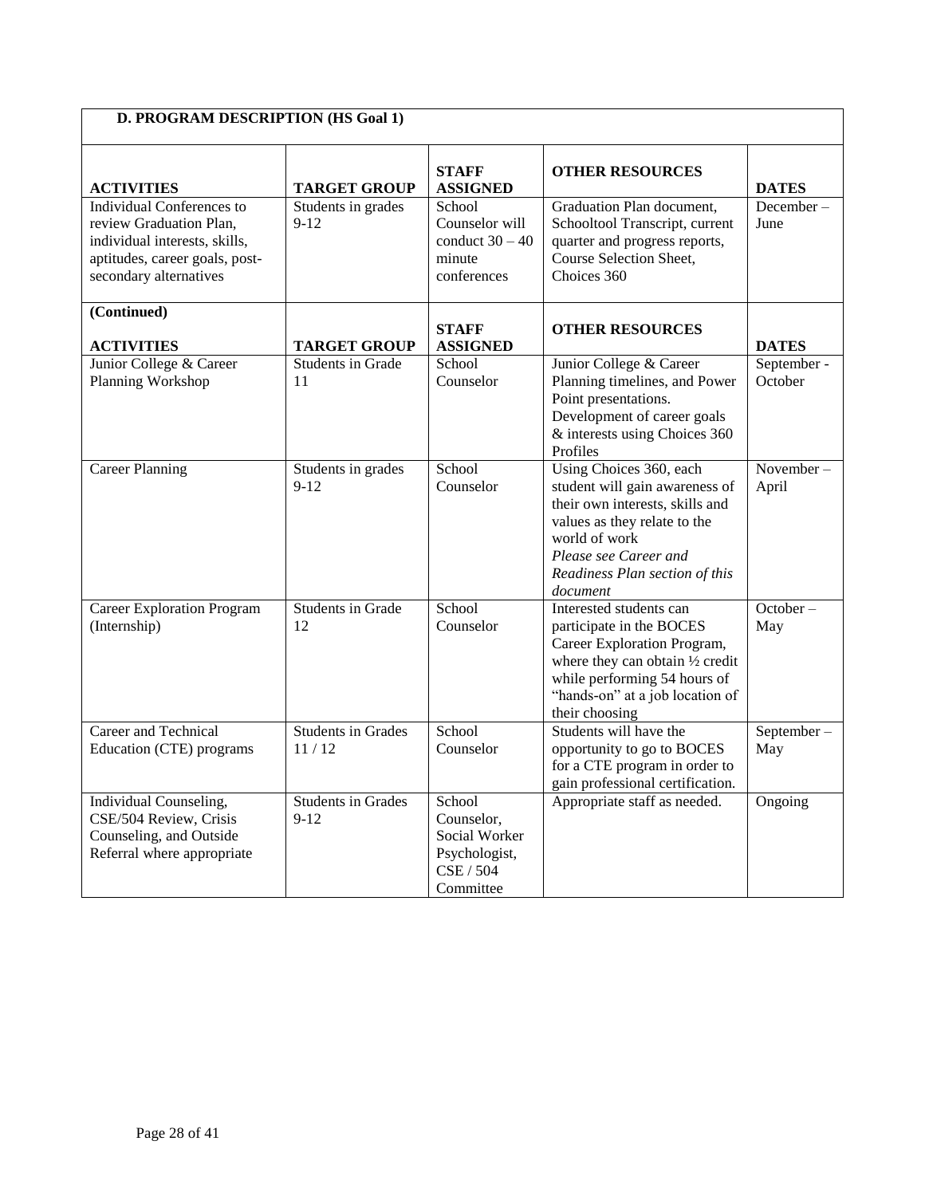## D. PROGRAM DESCRIPTION (HS Goal 1)

| ACTIVITIES | TARGET GROUP | STAFF ASSIGNED | OTHER RESOURCES | DATES |
|---|---|---|---|---|
| Individual Conferences to review Graduation Plan, individual interests, skills, aptitudes, career goals, post-secondary alternatives | Students in grades 9-12 | School Counselor will conduct 30 – 40 minute conferences | Graduation Plan document, Schooltool Transcript, current quarter and progress reports, Course Selection Sheet, Choices 360 | December – June |

**(Continued)**

| ACTIVITIES | TARGET GROUP | STAFF ASSIGNED | OTHER RESOURCES | DATES |
|---|---|---|---|---|
| Junior College & Career Planning Workshop | Students in Grade 11 | School Counselor | Junior College & Career Planning timelines, and Power Point presentations. Development of career goals & interests using Choices 360 Profiles | September - October |
| Career Planning | Students in grades 9-12 | School Counselor | Using Choices 360, each student will gain awareness of their own interests, skills and values as they relate to the world of work *Please see Career and Readiness Plan section of this document* | November – April |
| Career Exploration Program (Internship) | Students in Grade 12 | School Counselor | Interested students can participate in the BOCES Career Exploration Program, where they can obtain ½ credit while performing 54 hours of "hands-on" at a job location of their choosing | October – May |
| Career and Technical Education (CTE) programs | Students in Grades 11 / 12 | School Counselor | Students will have the opportunity to go to BOCES for a CTE program in order to gain professional certification. | September – May |
| Individual Counseling, CSE/504 Review, Crisis Counseling, and Outside Referral where appropriate | Students in Grades 9-12 | School Counselor, Social Worker Psychologist, CSE / 504 Committee | Appropriate staff as needed. | Ongoing |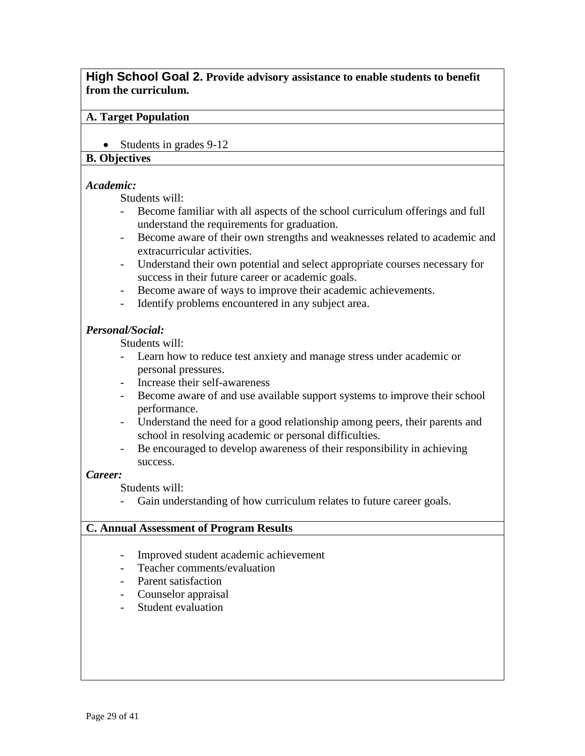## High School Goal 2. Provide advisory assistance to enable students to benefit from the curriculum.

**A. Target Population**

- Students in grades 9-12

**B. Objectives**

***Academic:***

Students will:

- Become familiar with all aspects of the school curriculum offerings and full understand the requirements for graduation.
- Become aware of their own strengths and weaknesses related to academic and extracurricular activities.
- Understand their own potential and select appropriate courses necessary for success in their future career or academic goals.
- Become aware of ways to improve their academic achievements.
- Identify problems encountered in any subject area.

***Personal/Social:***

Students will:

- Learn how to reduce test anxiety and manage stress under academic or personal pressures.
- Increase their self-awareness
- Become aware of and use available support systems to improve their school performance.
- Understand the need for a good relationship among peers, their parents and school in resolving academic or personal difficulties.
- Be encouraged to develop awareness of their responsibility in achieving success.

***Career:***

Students will:

- Gain understanding of how curriculum relates to future career goals.

**C. Annual Assessment of Program Results**

- Improved student academic achievement
- Teacher comments/evaluation
- Parent satisfaction
- Counselor appraisal
- Student evaluation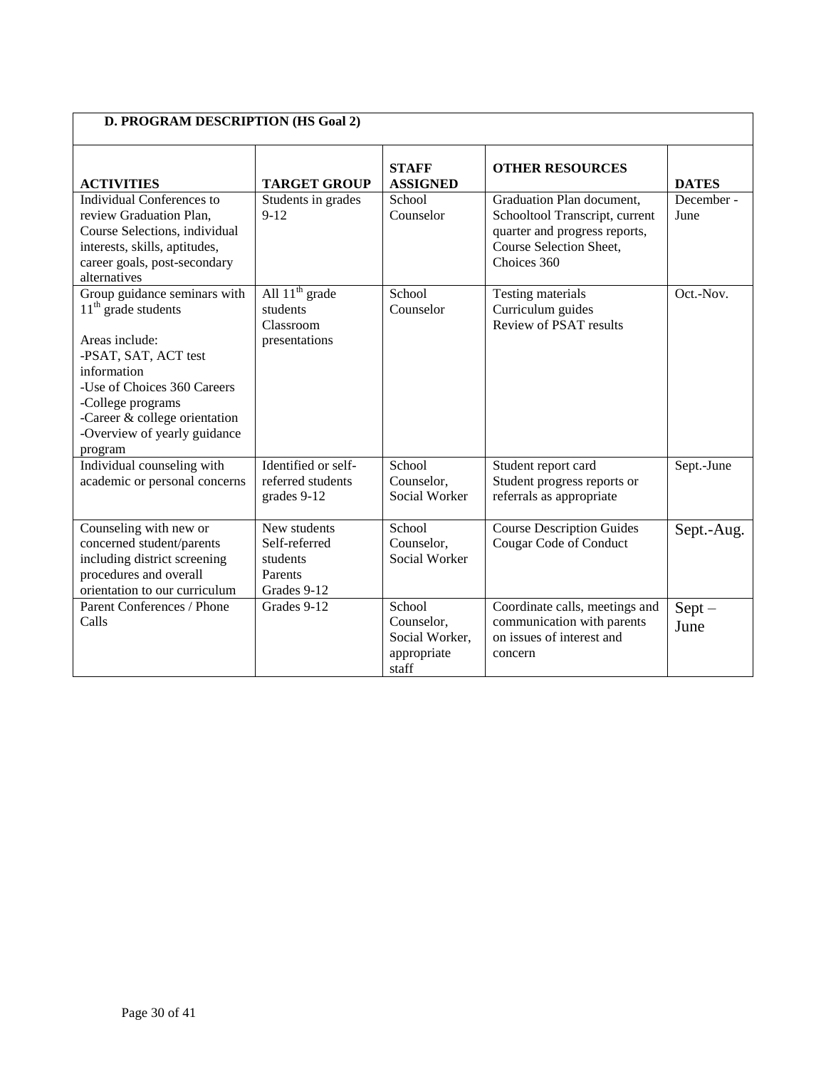**D. PROGRAM DESCRIPTION (HS Goal 2)**

| ACTIVITIES | TARGET GROUP | STAFF ASSIGNED | OTHER RESOURCES | DATES |
|---|---|---|---|---|
| Individual Conferences to review Graduation Plan, Course Selections, individual interests, skills, aptitudes, career goals, post-secondary alternatives | Students in grades 9-12 | School Counselor | Graduation Plan document, Schooltool Transcript, current quarter and progress reports, Course Selection Sheet, Choices 360 | December - June |
| Group guidance seminars with 11th grade students<br><br>Areas include:<br>-PSAT, SAT, ACT test information<br>-Use of Choices 360 Careers<br>-College programs<br>-Career & college orientation<br>-Overview of yearly guidance program | All 11th grade students<br>Classroom presentations | School Counselor | Testing materials<br>Curriculum guides<br>Review of PSAT results | Oct.-Nov. |
| Individual counseling with academic or personal concerns | Identified or self-referred students grades 9-12 | School Counselor, Social Worker | Student report card<br>Student progress reports or referrals as appropriate | Sept.-June |
| Counseling with new or concerned student/parents including district screening procedures and overall orientation to our curriculum | New students<br>Self-referred students<br>Parents<br>Grades 9-12 | School Counselor, Social Worker | Course Description Guides<br>Cougar Code of Conduct | Sept.-Aug. |
| Parent Conferences / Phone Calls | Grades 9-12 | School Counselor, Social Worker, appropriate staff | Coordinate calls, meetings and communication with parents on issues of interest and concern | Sept – June |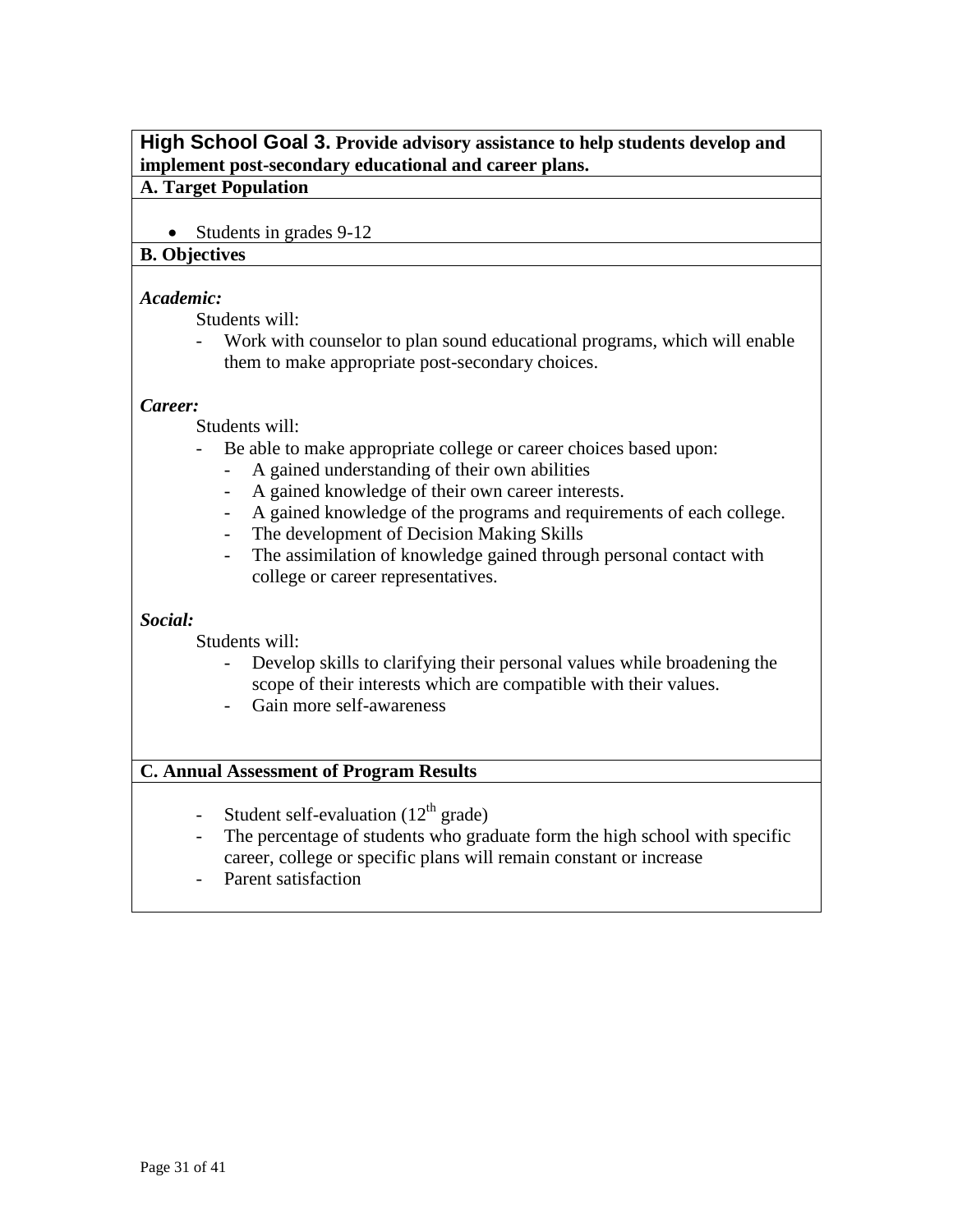## High School Goal 3. Provide advisory assistance to help students develop and implement post-secondary educational and career plans.

**A. Target Population**

- Students in grades 9-12

**B. Objectives**

***Academic:***

Students will:

- Work with counselor to plan sound educational programs, which will enable them to make appropriate post-secondary choices.

***Career:***

Students will:

- Be able to make appropriate college or career choices based upon:
  - A gained understanding of their own abilities
  - A gained knowledge of their own career interests.
  - A gained knowledge of the programs and requirements of each college.
  - The development of Decision Making Skills
  - The assimilation of knowledge gained through personal contact with college or career representatives.

***Social:***

Students will:

- Develop skills to clarifying their personal values while broadening the scope of their interests which are compatible with their values.
- Gain more self-awareness

**C. Annual Assessment of Program Results**

- Student self-evaluation (12th grade)
- The percentage of students who graduate form the high school with specific career, college or specific plans will remain constant or increase
- Parent satisfaction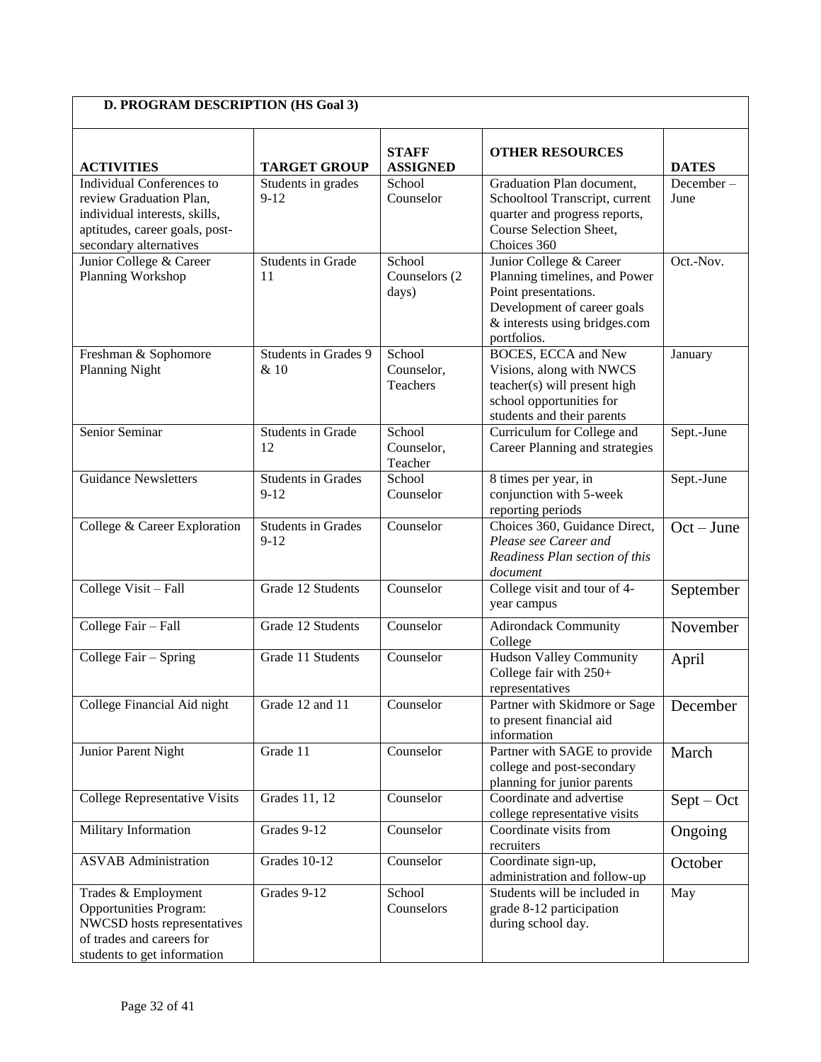**D. PROGRAM DESCRIPTION (HS Goal 3)**

| ACTIVITIES | TARGET GROUP | STAFF ASSIGNED | OTHER RESOURCES | DATES |
|---|---|---|---|---|
| Individual Conferences to review Graduation Plan, individual interests, skills, aptitudes, career goals, post-secondary alternatives | Students in grades 9-12 | School Counselor | Graduation Plan document, Schooltool Transcript, current quarter and progress reports, Course Selection Sheet, Choices 360 | December – June |
| Junior College & Career Planning Workshop | Students in Grade 11 | School Counselors (2 days) | Junior College & Career Planning timelines, and Power Point presentations. Development of career goals & interests using bridges.com portfolios. | Oct.-Nov. |
| Freshman & Sophomore Planning Night | Students in Grades 9 & 10 | School Counselor, Teachers | BOCES, ECCA and New Visions, along with NWCS teacher(s) will present high school opportunities for students and their parents | January |
| Senior Seminar | Students in Grade 12 | School Counselor, Teacher | Curriculum for College and Career Planning and strategies | Sept.-June |
| Guidance Newsletters | Students in Grades 9-12 | School Counselor | 8 times per year, in conjunction with 5-week reporting periods | Sept.-June |
| College & Career Exploration | Students in Grades 9-12 | Counselor | Choices 360, Guidance Direct, *Please see Career and Readiness Plan section of this document* | Oct – June |
| College Visit – Fall | Grade 12 Students | Counselor | College visit and tour of 4-year campus | September |
| College Fair – Fall | Grade 12 Students | Counselor | Adirondack Community College | November |
| College Fair – Spring | Grade 11 Students | Counselor | Hudson Valley Community College fair with 250+ representatives | April |
| College Financial Aid night | Grade 12 and 11 | Counselor | Partner with Skidmore or Sage to present financial aid information | December |
| Junior Parent Night | Grade 11 | Counselor | Partner with SAGE to provide college and post-secondary planning for junior parents | March |
| College Representative Visits | Grades 11, 12 | Counselor | Coordinate and advertise college representative visits | Sept – Oct |
| Military Information | Grades 9-12 | Counselor | Coordinate visits from recruiters | Ongoing |
| ASVAB Administration | Grades 10-12 | Counselor | Coordinate sign-up, administration and follow-up | October |
| Trades & Employment Opportunities Program: NWCSD hosts representatives of trades and careers for students to get information | Grades 9-12 | School Counselors | Students will be included in grade 8-12 participation during school day. | May |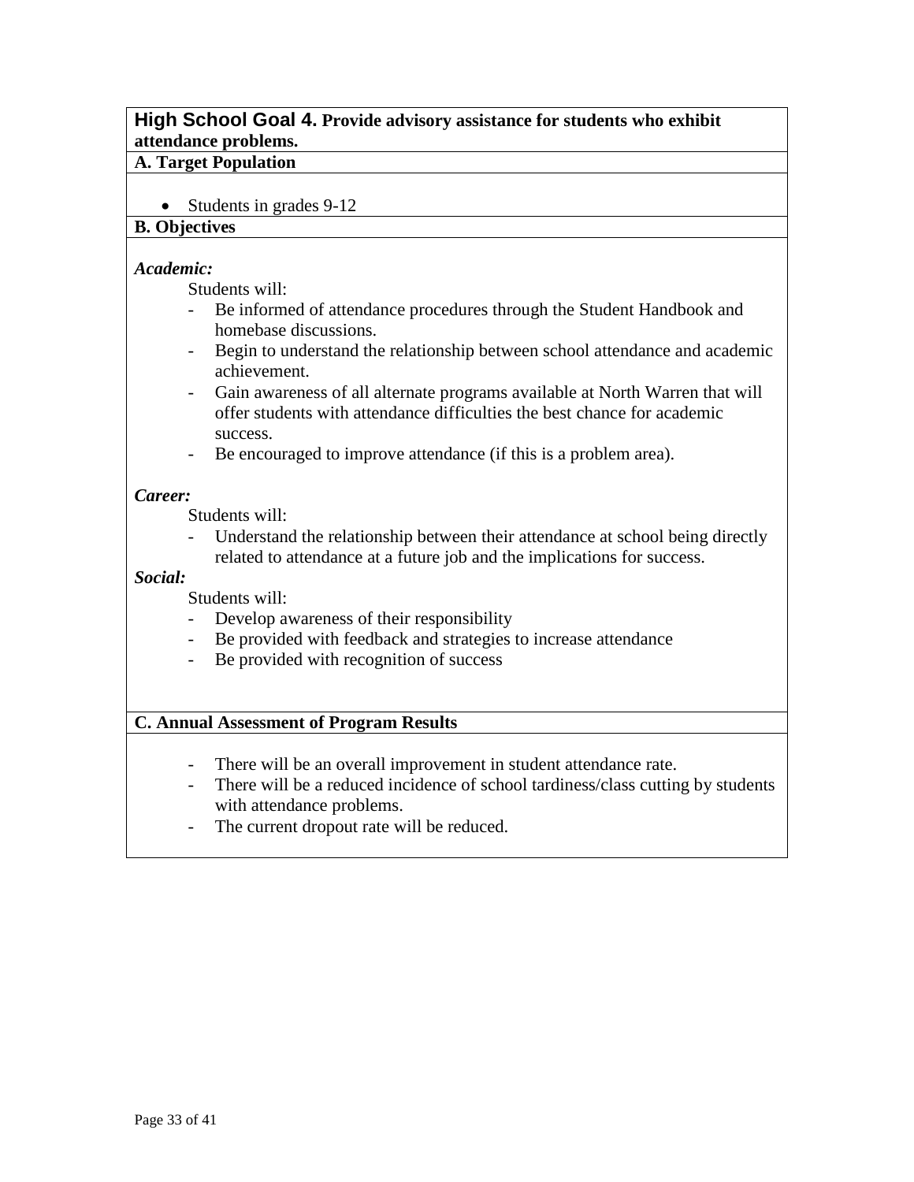## High School Goal 4. Provide advisory assistance for students who exhibit attendance problems.

**A. Target Population**

- Students in grades 9-12

**B. Objectives**

***Academic:***

Students will:

- Be informed of attendance procedures through the Student Handbook and homebase discussions.
- Begin to understand the relationship between school attendance and academic achievement.
- Gain awareness of all alternate programs available at North Warren that will offer students with attendance difficulties the best chance for academic success.
- Be encouraged to improve attendance (if this is a problem area).

***Career:***

Students will:

- Understand the relationship between their attendance at school being directly related to attendance at a future job and the implications for success.

***Social:***

Students will:

- Develop awareness of their responsibility
- Be provided with feedback and strategies to increase attendance
- Be provided with recognition of success

**C. Annual Assessment of Program Results**

- There will be an overall improvement in student attendance rate.
- There will be a reduced incidence of school tardiness/class cutting by students with attendance problems.
- The current dropout rate will be reduced.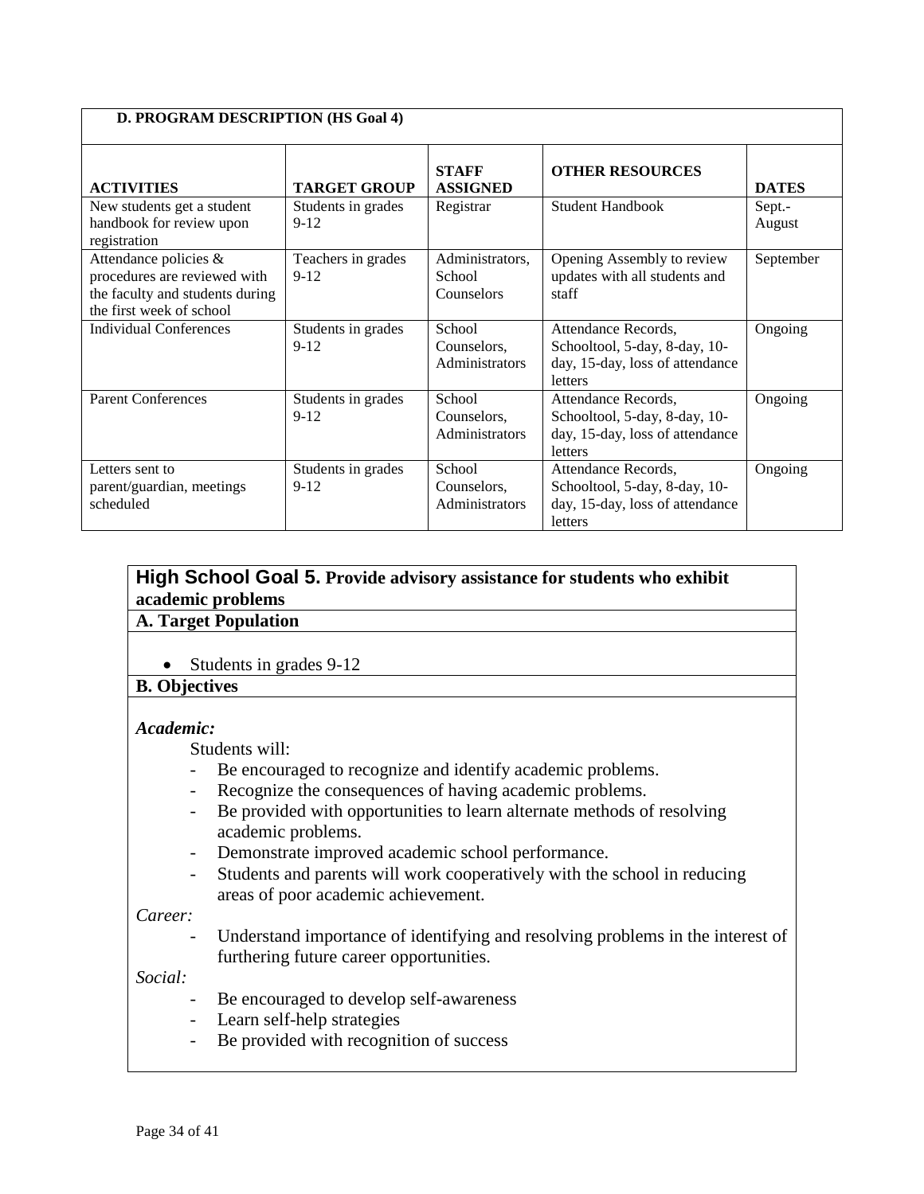| D. PROGRAM DESCRIPTION (HS Goal 4) | | | | |
|---|---|---|---|---|
| **ACTIVITIES** | **TARGET GROUP** | **STAFF ASSIGNED** | **OTHER RESOURCES** | **DATES** |
| New students get a student handbook for review upon registration | Students in grades 9-12 | Registrar | Student Handbook | Sept.-August |
| Attendance policies & procedures are reviewed with the faculty and students during the first week of school | Teachers in grades 9-12 | Administrators, School Counselors | Opening Assembly to review updates with all students and staff | September |
| Individual Conferences | Students in grades 9-12 | School Counselors, Administrators | Attendance Records, Schooltool, 5-day, 8-day, 10-day, 15-day, loss of attendance letters | Ongoing |
| Parent Conferences | Students in grades 9-12 | School Counselors, Administrators | Attendance Records, Schooltool, 5-day, 8-day, 10-day, 15-day, loss of attendance letters | Ongoing |
| Letters sent to parent/guardian, meetings scheduled | Students in grades 9-12 | School Counselors, Administrators | Attendance Records, Schooltool, 5-day, 8-day, 10-day, 15-day, loss of attendance letters | Ongoing |

## High School Goal 5. Provide advisory assistance for students who exhibit academic problems

**A. Target Population**

- Students in grades 9-12

**B. Objectives**

***Academic:***

Students will:

- Be encouraged to recognize and identify academic problems.
- Recognize the consequences of having academic problems.
- Be provided with opportunities to learn alternate methods of resolving academic problems.
- Demonstrate improved academic school performance.
- Students and parents will work cooperatively with the school in reducing areas of poor academic achievement.

*Career:*

- Understand importance of identifying and resolving problems in the interest of furthering future career opportunities.

*Social:*

- Be encouraged to develop self-awareness
- Learn self-help strategies
- Be provided with recognition of success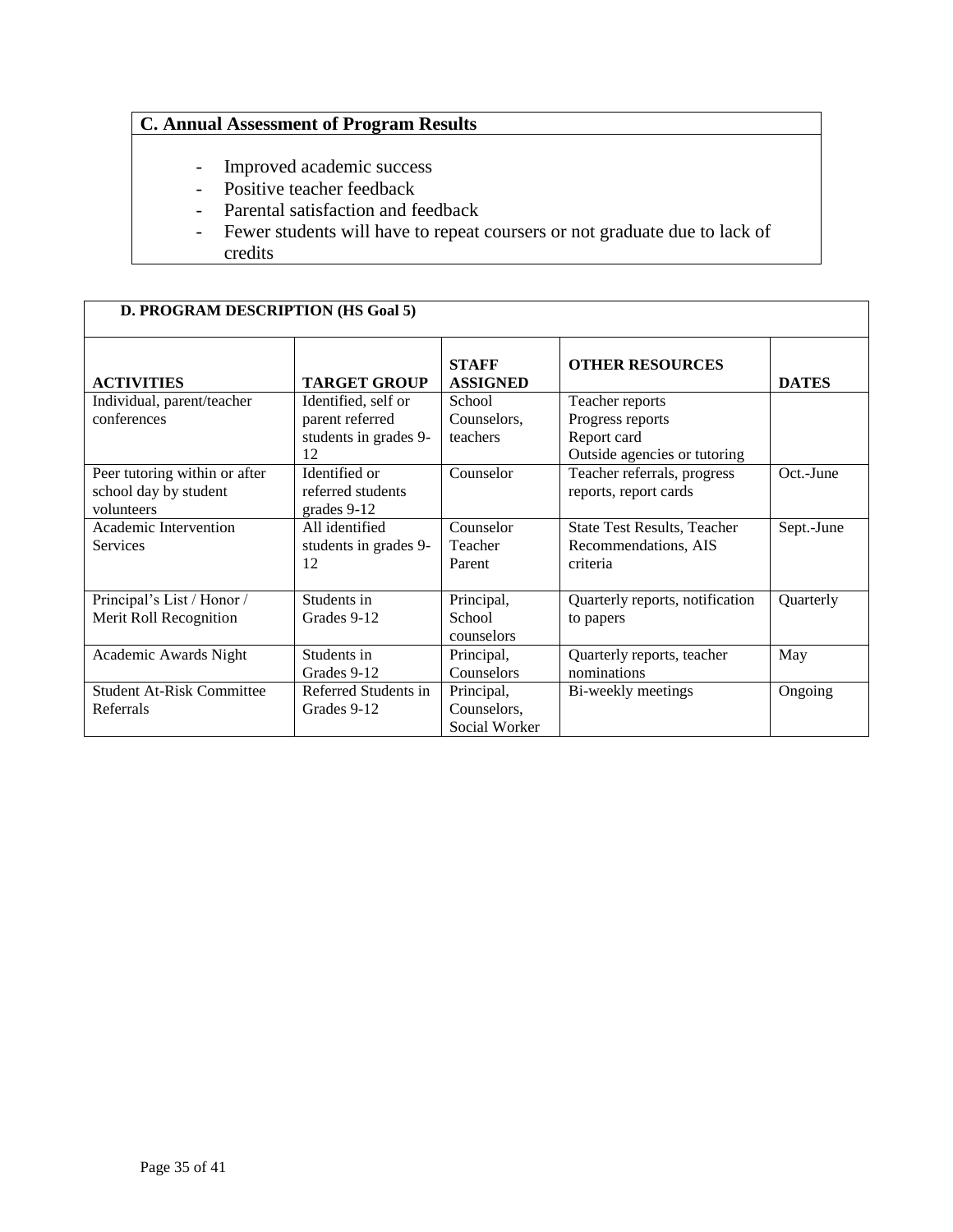## C. Annual Assessment of Program Results

- Improved academic success
- Positive teacher feedback
- Parental satisfaction and feedback
- Fewer students will have to repeat coursers or not graduate due to lack of credits

## D. PROGRAM DESCRIPTION (HS Goal 5)

| ACTIVITIES | TARGET GROUP | STAFF ASSIGNED | OTHER RESOURCES | DATES |
|---|---|---|---|---|
| Individual, parent/teacher conferences | Identified, self or parent referred students in grades 9-12 | School Counselors, teachers | Teacher reports<br>Progress reports<br>Report card<br>Outside agencies or tutoring | |
| Peer tutoring within or after school day by student volunteers | Identified or referred students grades 9-12 | Counselor | Teacher referrals, progress reports, report cards | Oct.-June |
| Academic Intervention Services | All identified students in grades 9-12 | Counselor<br>Teacher<br>Parent | State Test Results, Teacher Recommendations, AIS criteria | Sept.-June |
| Principal's List / Honor / Merit Roll Recognition | Students in Grades 9-12 | Principal, School counselors | Quarterly reports, notification to papers | Quarterly |
| Academic Awards Night | Students in Grades 9-12 | Principal, Counselors | Quarterly reports, teacher nominations | May |
| Student At-Risk Committee Referrals | Referred Students in Grades 9-12 | Principal, Counselors, Social Worker | Bi-weekly meetings | Ongoing |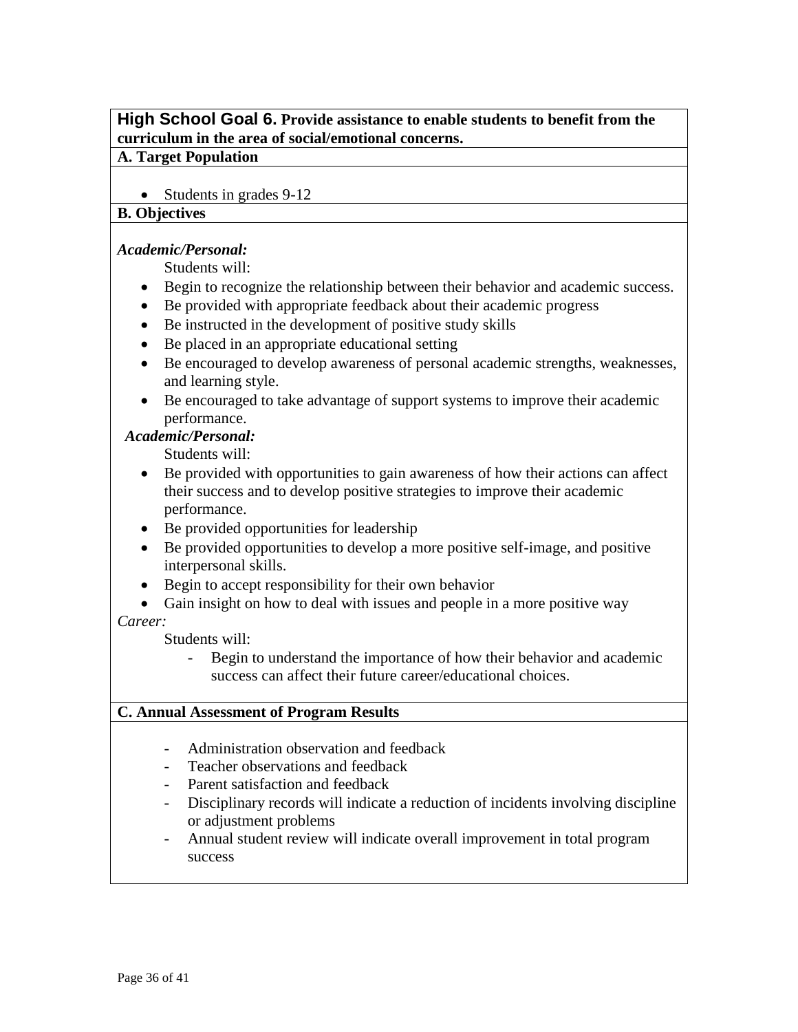## High School Goal 6. Provide assistance to enable students to benefit from the curriculum in the area of social/emotional concerns.

**A. Target Population**

- Students in grades 9-12

**B. Objectives**

***Academic/Personal:***

Students will:

- Begin to recognize the relationship between their behavior and academic success.
- Be provided with appropriate feedback about their academic progress
- Be instructed in the development of positive study skills
- Be placed in an appropriate educational setting
- Be encouraged to develop awareness of personal academic strengths, weaknesses, and learning style.
- Be encouraged to take advantage of support systems to improve their academic performance.

***Academic/Personal:***

Students will:

- Be provided with opportunities to gain awareness of how their actions can affect their success and to develop positive strategies to improve their academic performance.
- Be provided opportunities for leadership
- Be provided opportunities to develop a more positive self-image, and positive interpersonal skills.
- Begin to accept responsibility for their own behavior
- Gain insight on how to deal with issues and people in a more positive way

*Career:*

Students will:

- Begin to understand the importance of how their behavior and academic success can affect their future career/educational choices.

**C. Annual Assessment of Program Results**

- Administration observation and feedback
- Teacher observations and feedback
- Parent satisfaction and feedback
- Disciplinary records will indicate a reduction of incidents involving discipline or adjustment problems
- Annual student review will indicate overall improvement in total program success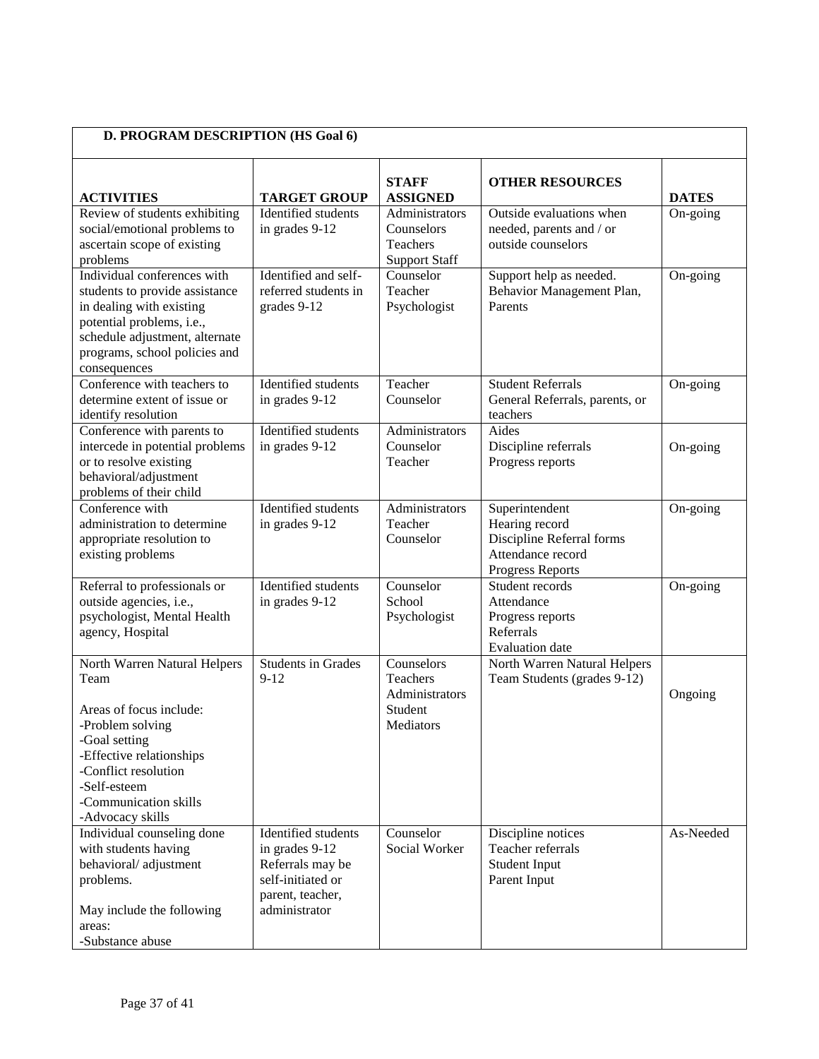**D. PROGRAM DESCRIPTION (HS Goal 6)**

| ACTIVITIES | TARGET GROUP | STAFF ASSIGNED | OTHER RESOURCES | DATES |
|---|---|---|---|---|
| Review of students exhibiting social/emotional problems to ascertain scope of existing problems | Identified students in grades 9-12 | Administrators<br>Counselors<br>Teachers<br>Support Staff | Outside evaluations when needed, parents and / or outside counselors | On-going |
| Individual conferences with students to provide assistance in dealing with existing potential problems, i.e., schedule adjustment, alternate programs, school policies and consequences | Identified and self-referred students in grades 9-12 | Counselor<br>Teacher<br>Psychologist | Support help as needed. Behavior Management Plan, Parents | On-going |
| Conference with teachers to determine extent of issue or identify resolution | Identified students in grades 9-12 | Teacher<br>Counselor | Student Referrals<br>General Referrals, parents, or teachers | On-going |
| Conference with parents to intercede in potential problems or to resolve existing behavioral/adjustment problems of their child | Identified students in grades 9-12 | Administrators<br>Counselor<br>Teacher | Aides<br>Discipline referrals<br>Progress reports | On-going |
| Conference with administration to determine appropriate resolution to existing problems | Identified students in grades 9-12 | Administrators<br>Teacher<br>Counselor | Superintendent<br>Hearing record<br>Discipline Referral forms<br>Attendance record<br>Progress Reports | On-going |
| Referral to professionals or outside agencies, i.e., psychologist, Mental Health agency, Hospital | Identified students in grades 9-12 | Counselor<br>School Psychologist | Student records<br>Attendance<br>Progress reports<br>Referrals<br>Evaluation date | On-going |
| North Warren Natural Helpers Team<br><br>Areas of focus include:<br>-Problem solving<br>-Goal setting<br>-Effective relationships<br>-Conflict resolution<br>-Self-esteem<br>-Communication skills<br>-Advocacy skills | Students in Grades 9-12 | Counselors<br>Teachers<br>Administrators<br>Student Mediators | North Warren Natural Helpers Team Students (grades 9-12) | Ongoing |
| Individual counseling done with students having behavioral/ adjustment problems.<br><br>May include the following areas:<br>-Substance abuse | Identified students in grades 9-12 Referrals may be self-initiated or parent, teacher, administrator | Counselor<br>Social Worker | Discipline notices<br>Teacher referrals<br>Student Input<br>Parent Input | As-Needed |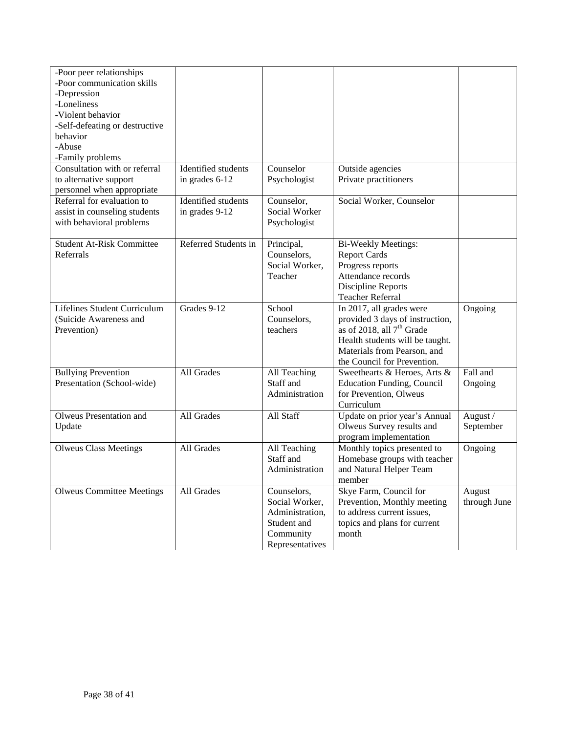| | | | | |
|---|---|---|---|---|
| -Poor peer relationships<br>-Poor communication skills<br>-Depression<br>-Loneliness<br>-Violent behavior<br>-Self-defeating or destructive behavior<br>-Abuse<br>-Family problems | | | | |
| Consultation with or referral to alternative support personnel when appropriate | Identified students in grades 6-12 | Counselor<br>Psychologist | Outside agencies<br>Private practitioners | |
| Referral for evaluation to assist in counseling students with behavioral problems | Identified students in grades 9-12 | Counselor,<br>Social Worker<br>Psychologist | Social Worker, Counselor | |
| Student At-Risk Committee Referrals | Referred Students in | Principal,<br>Counselors,<br>Social Worker,<br>Teacher | Bi-Weekly Meetings:<br>Report Cards<br>Progress reports<br>Attendance records<br>Discipline Reports<br>Teacher Referral | |
| Lifelines Student Curriculum (Suicide Awareness and Prevention) | Grades 9-12 | School Counselors, teachers | In 2017, all grades were provided 3 days of instruction, as of 2018, all 7th Grade Health students will be taught. Materials from Pearson, and the Council for Prevention. | Ongoing |
| Bullying Prevention Presentation (School-wide) | All Grades | All Teaching Staff and Administration | Sweethearts & Heroes, Arts & Education Funding, Council for Prevention, Olweus Curriculum | Fall and Ongoing |
| Olweus Presentation and Update | All Grades | All Staff | Update on prior year's Annual Olweus Survey results and program implementation | August / September |
| Olweus Class Meetings | All Grades | All Teaching Staff and Administration | Monthly topics presented to Homebase groups with teacher and Natural Helper Team member | Ongoing |
| Olweus Committee Meetings | All Grades | Counselors,<br>Social Worker,<br>Administration,<br>Student and Community Representatives | Skye Farm, Council for Prevention, Monthly meeting to address current issues, topics and plans for current month | August through June |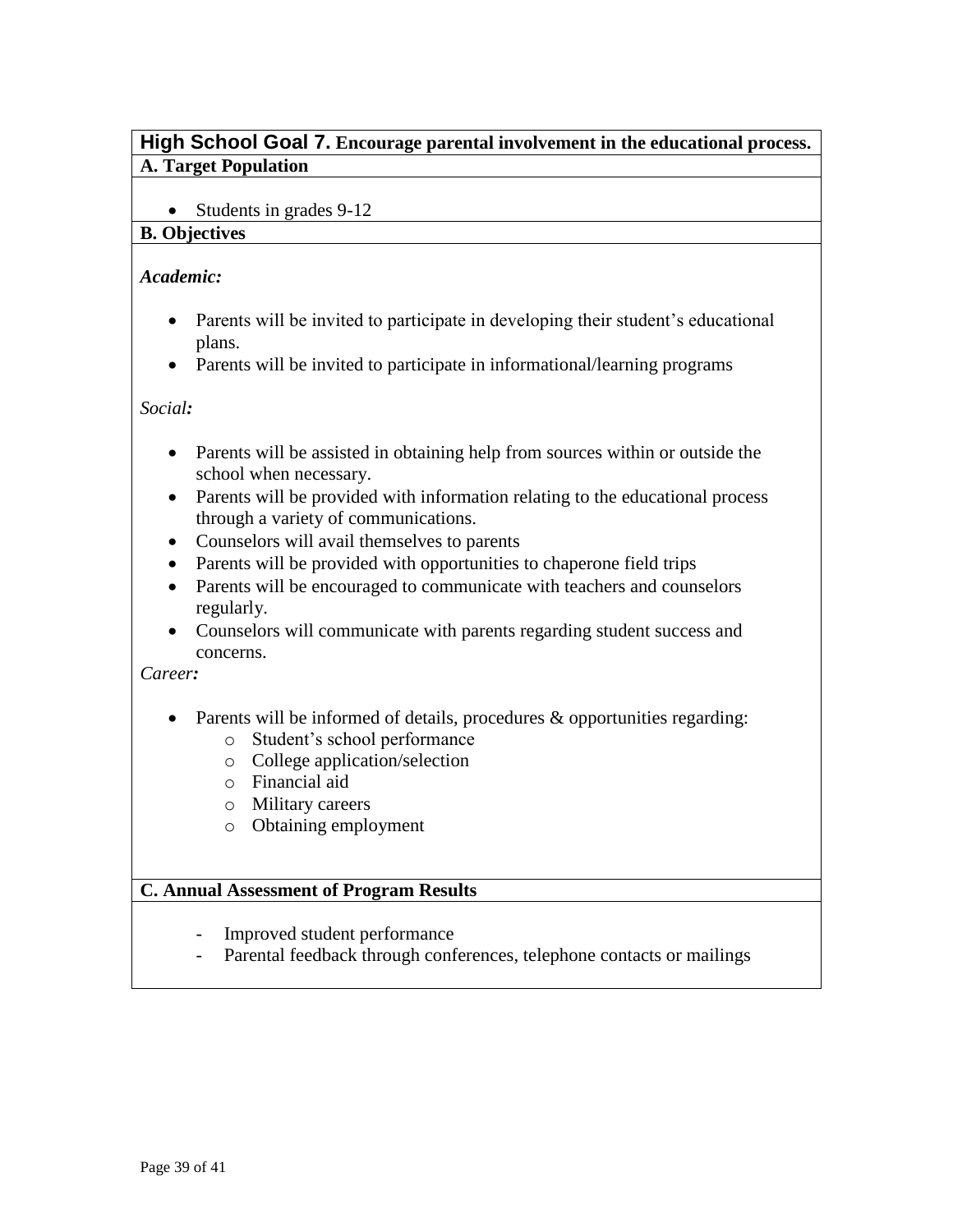## High School Goal 7. Encourage parental involvement in the educational process.

**A. Target Population**

- Students in grades 9-12

**B. Objectives**

***Academic:***

- Parents will be invited to participate in developing their student's educational plans.
- Parents will be invited to participate in informational/learning programs

*Social:*

- Parents will be assisted in obtaining help from sources within or outside the school when necessary.
- Parents will be provided with information relating to the educational process through a variety of communications.
- Counselors will avail themselves to parents
- Parents will be provided with opportunities to chaperone field trips
- Parents will be encouraged to communicate with teachers and counselors regularly.
- Counselors will communicate with parents regarding student success and concerns.

*Career:*

- Parents will be informed of details, procedures & opportunities regarding:
  - Student's school performance
  - College application/selection
  - Financial aid
  - Military careers
  - Obtaining employment

**C. Annual Assessment of Program Results**

- Improved student performance
- Parental feedback through conferences, telephone contacts or mailings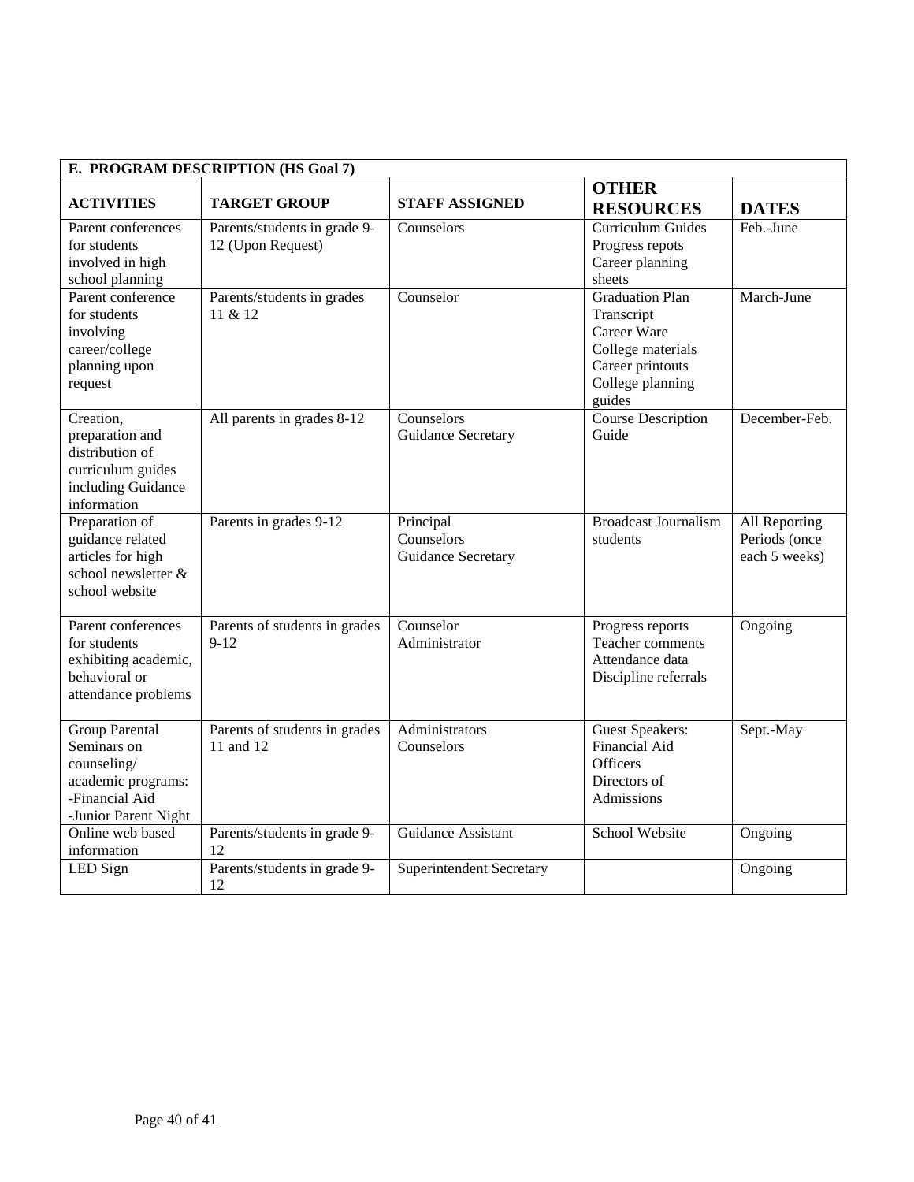| E. PROGRAM DESCRIPTION (HS Goal 7) | | | | |
|---|---|---|---|---|
| **ACTIVITIES** | **TARGET GROUP** | **STAFF ASSIGNED** | **OTHER RESOURCES** | **DATES** |
| Parent conferences for students involved in high school planning | Parents/students in grade 9-12 (Upon Request) | Counselors | Curriculum Guides<br>Progress repots<br>Career planning sheets | Feb.-June |
| Parent conference for students involving career/college planning upon request | Parents/students in grades 11 & 12 | Counselor | Graduation Plan<br>Transcript<br>Career Ware<br>College materials<br>Career printouts<br>College planning guides | March-June |
| Creation, preparation and distribution of curriculum guides including Guidance information | All parents in grades 8-12 | Counselors<br>Guidance Secretary | Course Description Guide | December-Feb. |
| Preparation of guidance related articles for high school newsletter & school website | Parents in grades 9-12 | Principal<br>Counselors<br>Guidance Secretary | Broadcast Journalism students | All Reporting Periods (once each 5 weeks) |
| Parent conferences for students exhibiting academic, behavioral or attendance problems | Parents of students in grades 9-12 | Counselor<br>Administrator | Progress reports<br>Teacher comments<br>Attendance data<br>Discipline referrals | Ongoing |
| Group Parental Seminars on counseling/ academic programs:<br>-Financial Aid<br>-Junior Parent Night | Parents of students in grades 11 and 12 | Administrators<br>Counselors | Guest Speakers:<br>Financial Aid Officers<br>Directors of Admissions | Sept.-May |
| Online web based information | Parents/students in grade 9-12 | Guidance Assistant | School Website | Ongoing |
| LED Sign | Parents/students in grade 9-12 | Superintendent Secretary | | Ongoing |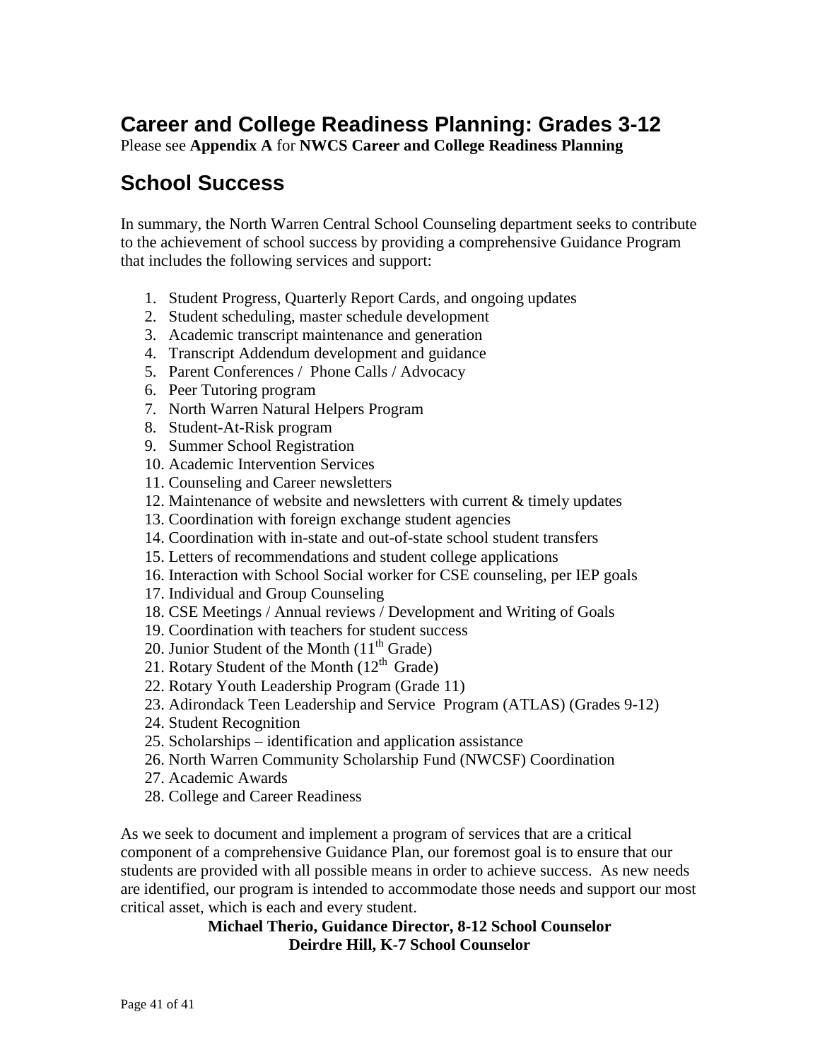## Career and College Readiness Planning: Grades 3-12

Please see **Appendix A** for **NWCS Career and College Readiness Planning**

## School Success

In summary, the North Warren Central School Counseling department seeks to contribute to the achievement of school success by providing a comprehensive Guidance Program that includes the following services and support:

1. Student Progress, Quarterly Report Cards, and ongoing updates
2. Student scheduling, master schedule development
3. Academic transcript maintenance and generation
4. Transcript Addendum development and guidance
5. Parent Conferences / Phone Calls / Advocacy
6. Peer Tutoring program
7. North Warren Natural Helpers Program
8. Student-At-Risk program
9. Summer School Registration
10. Academic Intervention Services
11. Counseling and Career newsletters
12. Maintenance of website and newsletters with current & timely updates
13. Coordination with foreign exchange student agencies
14. Coordination with in-state and out-of-state school student transfers
15. Letters of recommendations and student college applications
16. Interaction with School Social worker for CSE counseling, per IEP goals
17. Individual and Group Counseling
18. CSE Meetings / Annual reviews / Development and Writing of Goals
19. Coordination with teachers for student success
20. Junior Student of the Month (11th Grade)
21. Rotary Student of the Month (12th Grade)
22. Rotary Youth Leadership Program (Grade 11)
23. Adirondack Teen Leadership and Service Program (ATLAS) (Grades 9-12)
24. Student Recognition
25. Scholarships – identification and application assistance
26. North Warren Community Scholarship Fund (NWCSF) Coordination
27. Academic Awards
28. College and Career Readiness

As we seek to document and implement a program of services that are a critical component of a comprehensive Guidance Plan, our foremost goal is to ensure that our students are provided with all possible means in order to achieve success. As new needs are identified, our program is intended to accommodate those needs and support our most critical asset, which is each and every student.

**Michael Therio, Guidance Director, 8-12 School Counselor**
**Deirdre Hill, K-7 School Counselor**